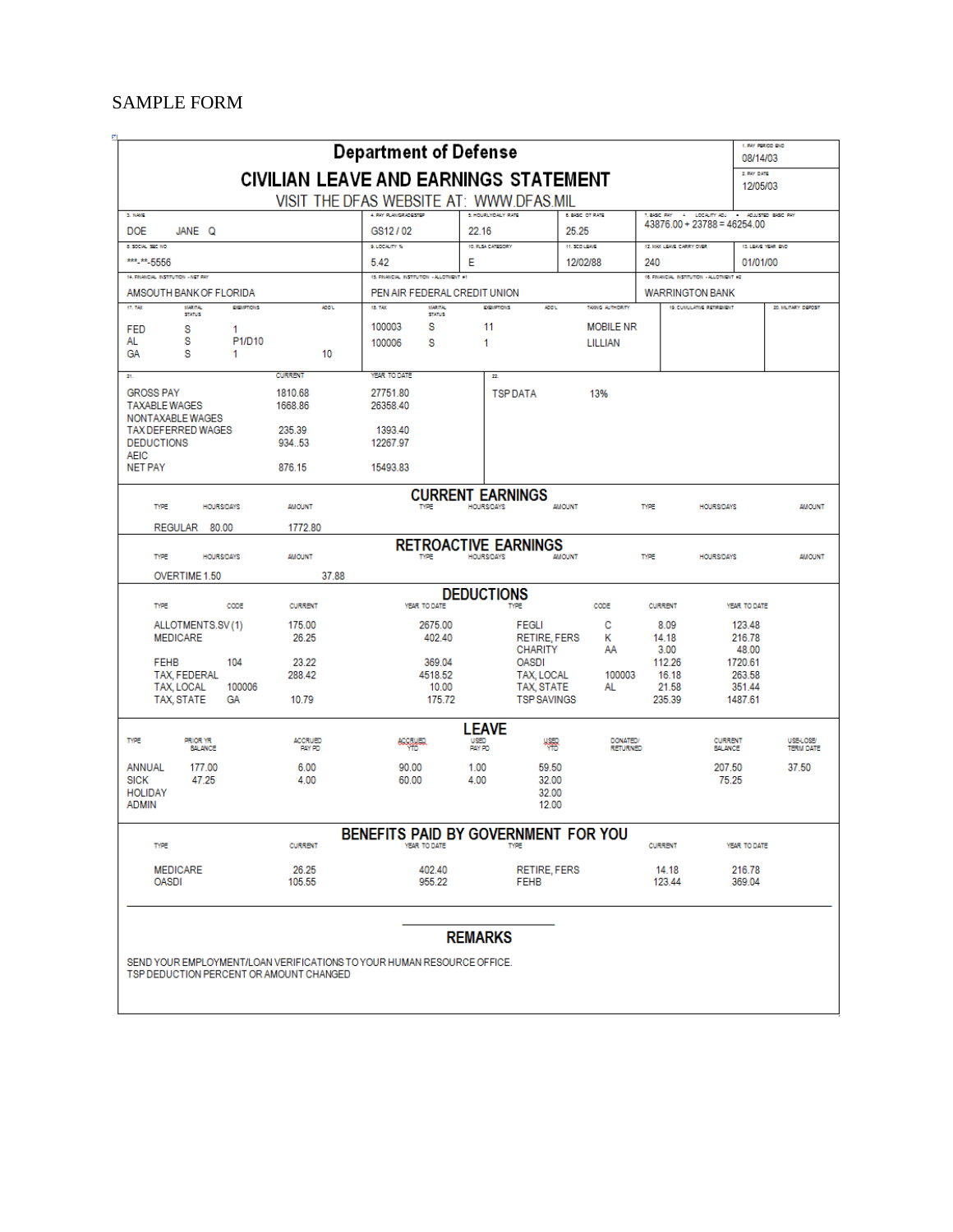SAMPLE FORM

# Department of Defense

## CIVILIAN LEAVE AND EARNINGS STATEMENT

VISIT THE DFAS WEBSITE AT: WWW.DFAS.MIL

| 1. PAY PERIOD END | 2. PAY DATE |
|---|---|
| 08/14/03 | 12/05/03 |

| 3. NAME | 4. PAY PLAN/GRADE/STEP | 5. HOURLY/DAILY RATE | 6. BASIC OT RATE | 7. BASIC PAY + LOCALITY ADJ = ADJUSTED BASIC PAY |
|---|---|---|---|---|
| DOE JANE Q | GS12 / 02 | 22.16 | 25.25 | 43876.00 + 23788 = 46254.00 |

| 8. SOCIAL SEC NO | 9. LOCALITY % | 10. FLSA CATEGORY | 11. SCD LEAVE | 12. MAX LEAVE CARRY OVER | 13. LEAVE YEAR END |
|---|---|---|---|---|---|
| ***-**-5556 | 5.42 | E | 12/02/88 | 240 | 01/01/00 |

| 14. FINANCIAL INSTITUTION - NET PAY | 15. FINANCIAL INSTITUTION - ALLOTMENT #1 | 16. FINANCIAL INSTITUTION - ALLOTMENT #2 |
|---|---|---|
| AMSOUTH BANK OF FLORIDA | PEN AIR FEDERAL CREDIT UNION | WARRINGTON BANK |

| 17. TAX | MARITAL STATUS | EXEMPTIONS | ADD'L |
|---|---|---|---|
| FED | S | 1 | |
| AL | S | P1/D10 | |
| GA | S | 1 | 10 |

| 18. TAX | MARITAL STATUS | EXEMPTIONS | ADD'L | TAXING AUTHORITY |
|---|---|---|---|---|
| 100003 | S | 11 | | MOBILE NR |
| 100006 | S | 1 | | LILLIAN |

19. CUMULATIVE RETIREMENT

20. MILITARY DEPOSIT

| 21. | CURRENT | YEAR TO DATE |
|---|---|---|
| GROSS PAY | 1810.68 | 27751.80 |
| TAXABLE WAGES | 1668.86 | 26358.40 |
| NONTAXABLE WAGES | | |
| TAX DEFERRED WAGES | 235.39 | 1393.40 |
| DEDUCTIONS | 934..53 | 12267.97 |
| AEIC | | |
| NET PAY | 876.15 | 15493.83 |

22. TSP DATA 13%

### CURRENT EARNINGS

| TYPE | HOURS/DAYS | AMOUNT |
|---|---|---|
| REGULAR | 80.00 | 1772.80 |

### RETROACTIVE EARNINGS

| TYPE | HOURS/DAYS | AMOUNT |
|---|---|---|
| OVERTIME | 1.50 | 37.88 |

### DEDUCTIONS

| TYPE | CODE | CURRENT | YEAR TO DATE | TYPE | CODE | CURRENT | YEAR TO DATE |
|---|---|---|---|---|---|---|---|
| ALLOTMENTS.SV (1) | | 175.00 | 2675.00 | FEGLI | C | 8.09 | 123.48 |
| MEDICARE | | 26.25 | 402.40 | RETIRE, FERS | K | 14.18 | 216.78 |
| | | | | CHARITY | AA | 3.00 | 48.00 |
| FEHB | 104 | 23.22 | 369.04 | OASDI | | 112.26 | 1720.61 |
| TAX, FEDERAL | | 288.42 | 4518.52 | TAX, LOCAL | 100003 | 16.18 | 263.58 |
| TAX, LOCAL | 100006 | | 10.00 | TAX, STATE | AL | 21.58 | 351.44 |
| TAX, STATE | GA | 10.79 | 175.72 | TSP SAVINGS | | 235.39 | 1487.61 |

### LEAVE

| TYPE | PRIOR YR BALANCE | ACCRUED PAY PD | ACCRUED YTD | USED PAY PD | USED YTD | DONATED/ RETURNED | CURRENT BALANCE | USE-LOSE/ TERM DATE |
|---|---|---|---|---|---|---|---|---|
| ANNUAL | 177.00 | 6.00 | 90.00 | 1.00 | 59.50 | | 207.50 | 37.50 |
| SICK | 47.25 | 4.00 | 60.00 | 4.00 | 32.00 | | 75.25 | |
| HOLIDAY | | | | | 32.00 | | | |
| ADMIN | | | | | 12.00 | | | |

### BENEFITS PAID BY GOVERNMENT FOR YOU

| TYPE | CURRENT | YEAR TO DATE | TYPE | CURRENT | YEAR TO DATE |
|---|---|---|---|---|---|
| MEDICARE | 26.25 | 402.40 | RETIRE, FERS | 14.18 | 216.78 |
| OASDI | 105.55 | 955.22 | FEHB | 123.44 | 369.04 |

### REMARKS

SEND YOUR EMPLOYMENT/LOAN VERIFICATIONS TO YOUR HUMAN RESOURCE OFFICE.
TSP DEDUCTION PERCENT OR AMOUNT CHANGED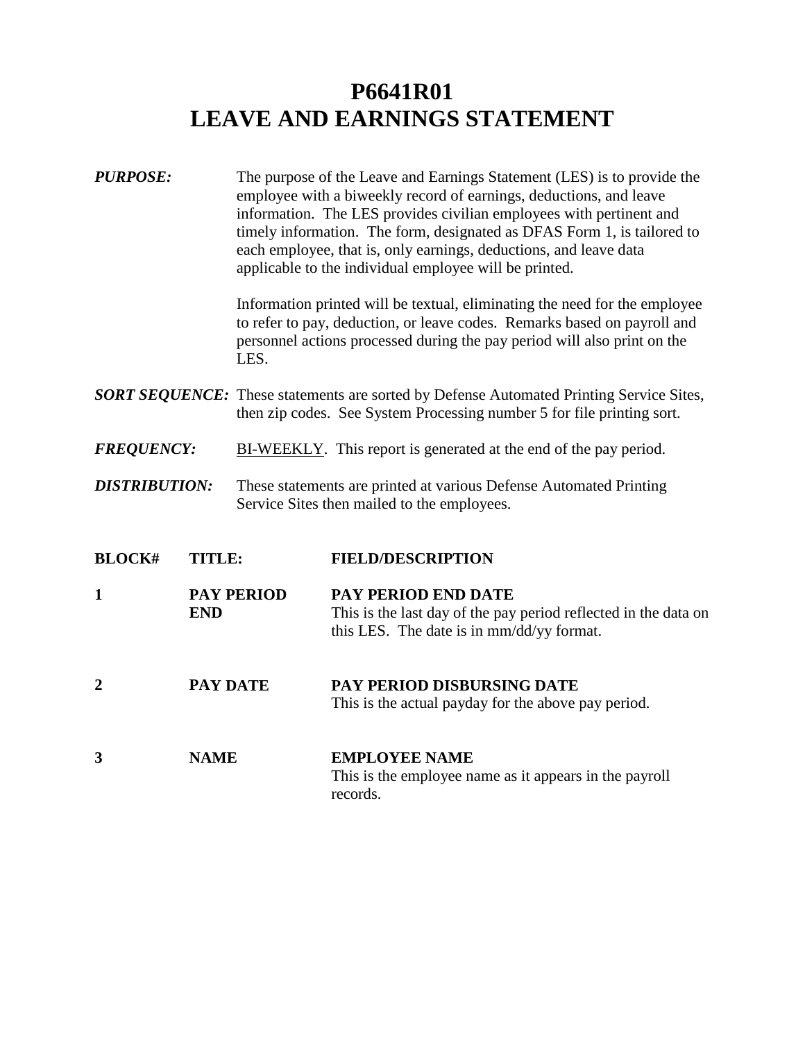# P6641R01
# LEAVE AND EARNINGS STATEMENT

***PURPOSE:*** The purpose of the Leave and Earnings Statement (LES) is to provide the employee with a biweekly record of earnings, deductions, and leave information. The LES provides civilian employees with pertinent and timely information. The form, designated as DFAS Form 1, is tailored to each employee, that is, only earnings, deductions, and leave data applicable to the individual employee will be printed.

Information printed will be textual, eliminating the need for the employee to refer to pay, deduction, or leave codes. Remarks based on payroll and personnel actions processed during the pay period will also print on the LES.

***SORT SEQUENCE:*** These statements are sorted by Defense Automated Printing Service Sites, then zip codes. See System Processing number 5 for file printing sort.

***FREQUENCY:*** BI-WEEKLY. This report is generated at the end of the pay period.

***DISTRIBUTION:*** These statements are printed at various Defense Automated Printing Service Sites then mailed to the employees.

| BLOCK# | TITLE: | FIELD/DESCRIPTION |
|---|---|---|
| **1** | **PAY PERIOD END** | **PAY PERIOD END DATE**<br>This is the last day of the pay period reflected in the data on this LES. The date is in mm/dd/yy format. |
| **2** | **PAY DATE** | **PAY PERIOD DISBURSING DATE**<br>This is the actual payday for the above pay period. |
| **3** | **NAME** | **EMPLOYEE NAME**<br>This is the employee name as it appears in the payroll records. |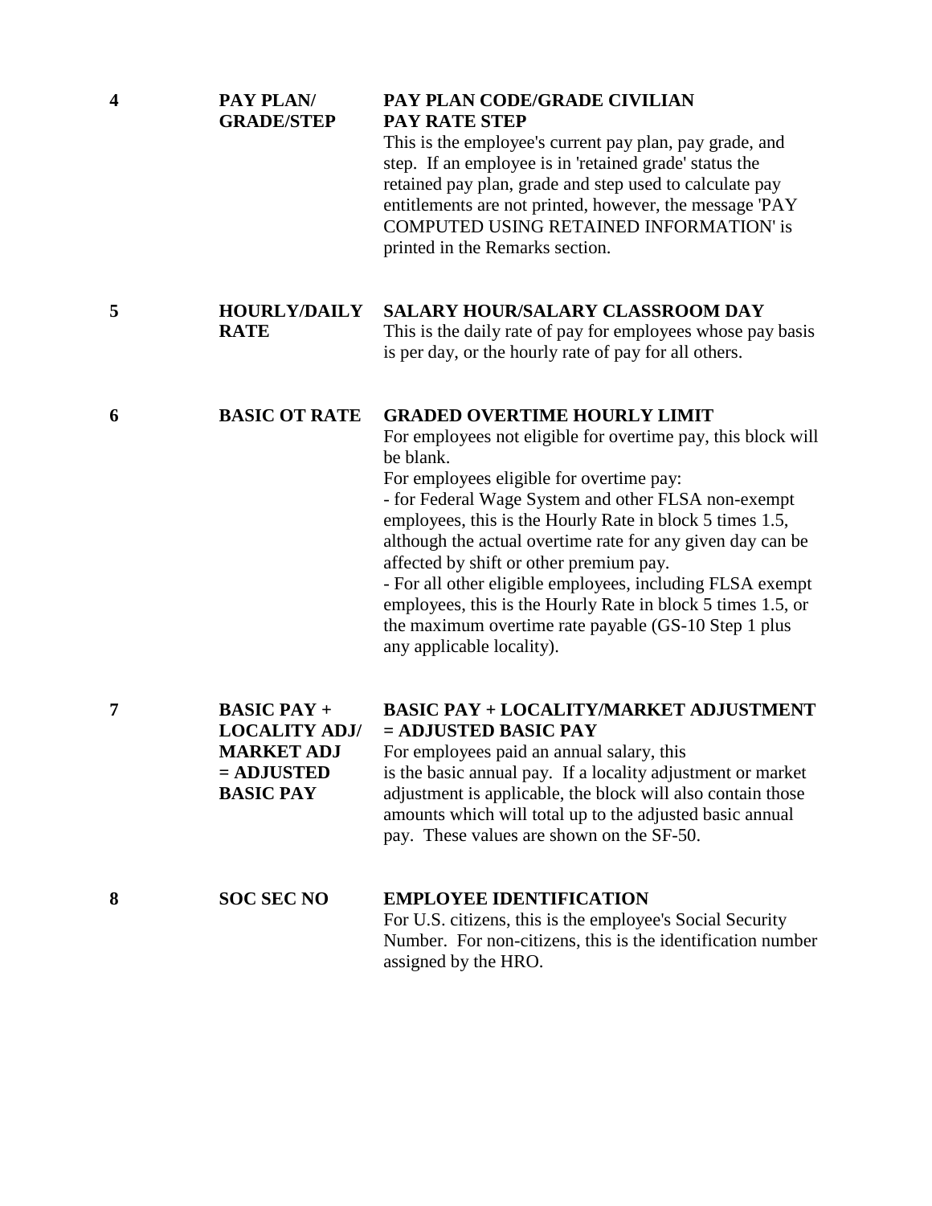| | | |
|---|---|---|
| **4** | **PAY PLAN/ GRADE/STEP** | **PAY PLAN CODE/GRADE CIVILIAN PAY RATE STEP**<br>This is the employee's current pay plan, pay grade, and step. If an employee is in 'retained grade' status the retained pay plan, grade and step used to calculate pay entitlements are not printed, however, the message 'PAY COMPUTED USING RETAINED INFORMATION' is printed in the Remarks section. |
| **5** | **HOURLY/DAILY RATE** | **SALARY HOUR/SALARY CLASSROOM DAY**<br>This is the daily rate of pay for employees whose pay basis is per day, or the hourly rate of pay for all others. |
| **6** | **BASIC OT RATE** | **GRADED OVERTIME HOURLY LIMIT**<br>For employees not eligible for overtime pay, this block will be blank.<br>For employees eligible for overtime pay:<br>- for Federal Wage System and other FLSA non-exempt employees, this is the Hourly Rate in block 5 times 1.5, although the actual overtime rate for any given day can be affected by shift or other premium pay.<br>- For all other eligible employees, including FLSA exempt employees, this is the Hourly Rate in block 5 times 1.5, or the maximum overtime rate payable (GS-10 Step 1 plus any applicable locality). |
| **7** | **BASIC PAY + LOCALITY ADJ/ MARKET ADJ = ADJUSTED BASIC PAY** | **BASIC PAY + LOCALITY/MARKET ADJUSTMENT = ADJUSTED BASIC PAY**<br>For employees paid an annual salary, this is the basic annual pay. If a locality adjustment or market adjustment is applicable, the block will also contain those amounts which will total up to the adjusted basic annual pay. These values are shown on the SF-50. |
| **8** | **SOC SEC NO** | **EMPLOYEE IDENTIFICATION**<br>For U.S. citizens, this is the employee's Social Security Number. For non-citizens, this is the identification number assigned by the HRO. |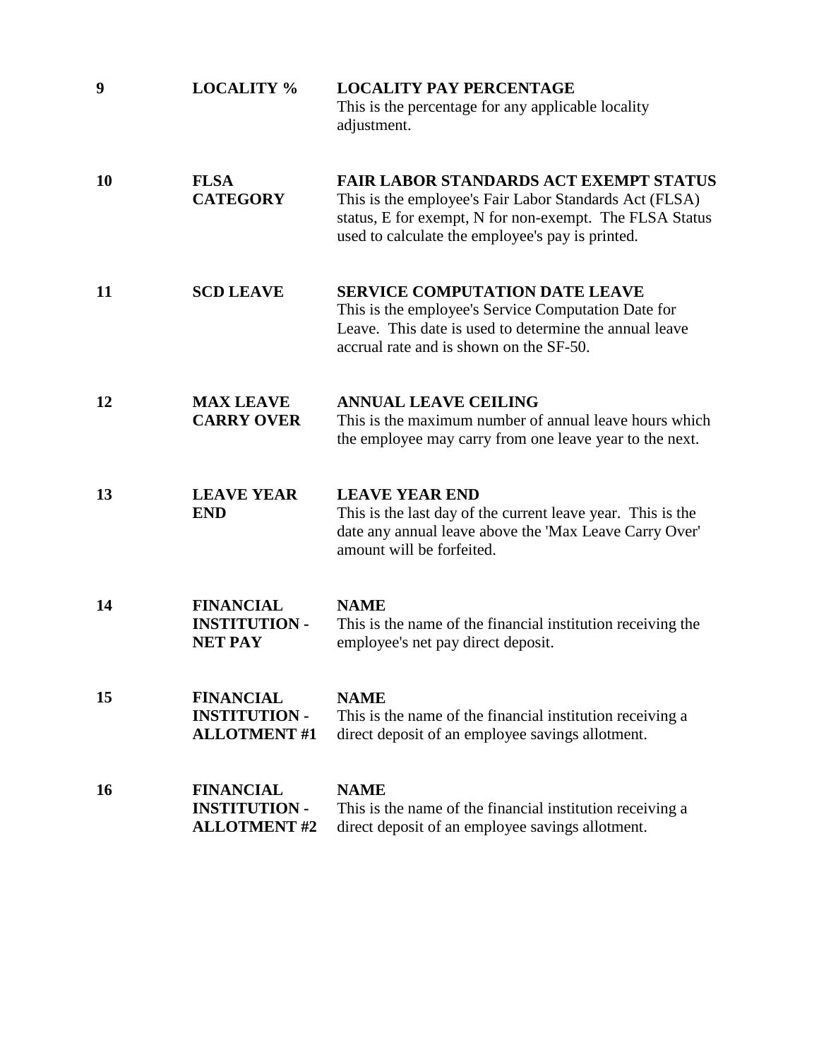| | | |
|---|---|---|
| **9** | **LOCALITY %** | **LOCALITY PAY PERCENTAGE**<br>This is the percentage for any applicable locality adjustment. |
| **10** | **FLSA CATEGORY** | **FAIR LABOR STANDARDS ACT EXEMPT STATUS**<br>This is the employee's Fair Labor Standards Act (FLSA) status, E for exempt, N for non-exempt. The FLSA Status used to calculate the employee's pay is printed. |
| **11** | **SCD LEAVE** | **SERVICE COMPUTATION DATE LEAVE**<br>This is the employee's Service Computation Date for Leave. This date is used to determine the annual leave accrual rate and is shown on the SF-50. |
| **12** | **MAX LEAVE CARRY OVER** | **ANNUAL LEAVE CEILING**<br>This is the maximum number of annual leave hours which the employee may carry from one leave year to the next. |
| **13** | **LEAVE YEAR END** | **LEAVE YEAR END**<br>This is the last day of the current leave year. This is the date any annual leave above the 'Max Leave Carry Over' amount will be forfeited. |
| **14** | **FINANCIAL INSTITUTION - NET PAY** | **NAME**<br>This is the name of the financial institution receiving the employee's net pay direct deposit. |
| **15** | **FINANCIAL INSTITUTION - ALLOTMENT #1** | **NAME**<br>This is the name of the financial institution receiving a direct deposit of an employee savings allotment. |
| **16** | **FINANCIAL INSTITUTION - ALLOTMENT #2** | **NAME**<br>This is the name of the financial institution receiving a direct deposit of an employee savings allotment. |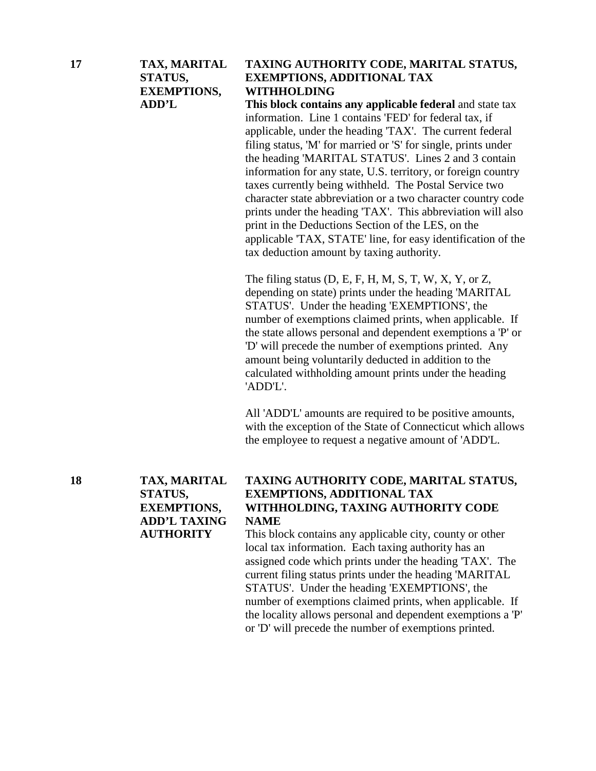**17** **TAX, MARITAL STATUS, EXEMPTIONS, ADD'L**

**TAXING AUTHORITY CODE, MARITAL STATUS, EXEMPTIONS, ADDITIONAL TAX WITHHOLDING**

**This block contains any applicable federal** and state tax information. Line 1 contains 'FED' for federal tax, if applicable, under the heading 'TAX'. The current federal filing status, 'M' for married or 'S' for single, prints under the heading 'MARITAL STATUS'. Lines 2 and 3 contain information for any state, U.S. territory, or foreign country taxes currently being withheld. The Postal Service two character state abbreviation or a two character country code prints under the heading 'TAX'. This abbreviation will also print in the Deductions Section of the LES, on the applicable 'TAX, STATE' line, for easy identification of the tax deduction amount by taxing authority.

The filing status (D, E, F, H, M, S, T, W, X, Y, or Z, depending on state) prints under the heading 'MARITAL STATUS'. Under the heading 'EXEMPTIONS', the number of exemptions claimed prints, when applicable. If the state allows personal and dependent exemptions a 'P' or 'D' will precede the number of exemptions printed. Any amount being voluntarily deducted in addition to the calculated withholding amount prints under the heading 'ADD'L'.

All 'ADD'L' amounts are required to be positive amounts, with the exception of the State of Connecticut which allows the employee to request a negative amount of 'ADD'L.

**18** **TAX, MARITAL STATUS, EXEMPTIONS, ADD'L TAXING AUTHORITY**

**TAXING AUTHORITY CODE, MARITAL STATUS, EXEMPTIONS, ADDITIONAL TAX WITHHOLDING, TAXING AUTHORITY CODE NAME**

This block contains any applicable city, county or other local tax information. Each taxing authority has an assigned code which prints under the heading 'TAX'. The current filing status prints under the heading 'MARITAL STATUS'. Under the heading 'EXEMPTIONS', the number of exemptions claimed prints, when applicable. If the locality allows personal and dependent exemptions a 'P' or 'D' will precede the number of exemptions printed.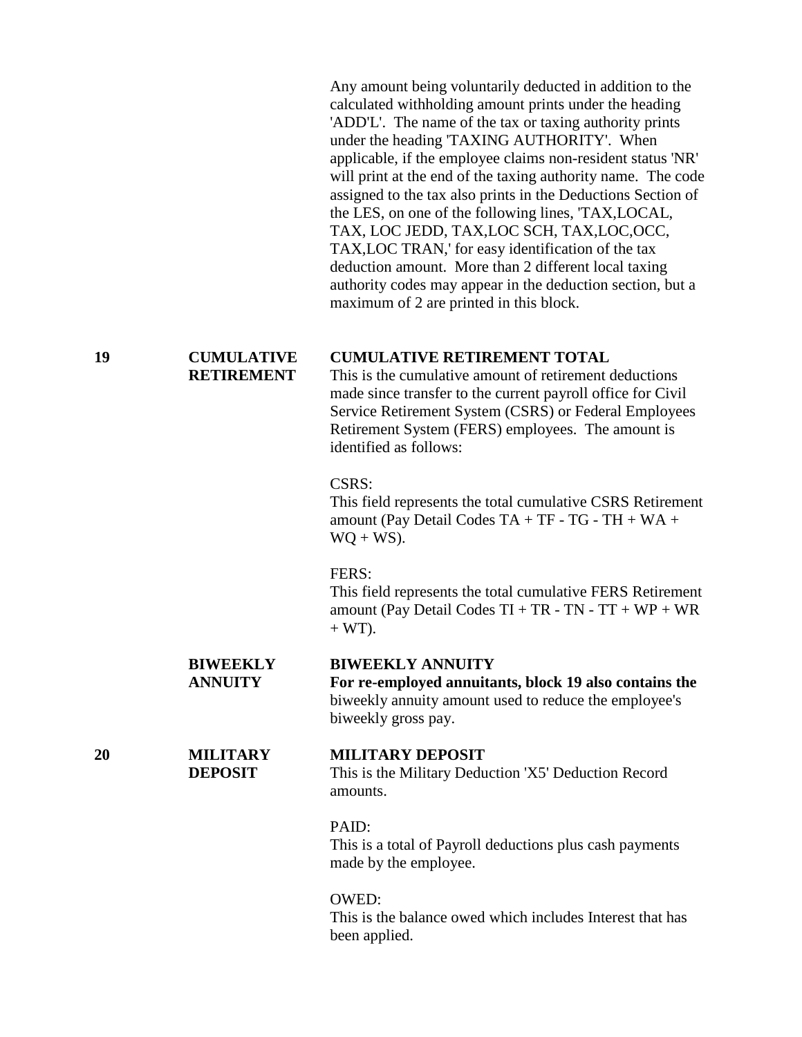Any amount being voluntarily deducted in addition to the calculated withholding amount prints under the heading 'ADD'L'. The name of the tax or taxing authority prints under the heading 'TAXING AUTHORITY'. When applicable, if the employee claims non-resident status 'NR' will print at the end of the taxing authority name. The code assigned to the tax also prints in the Deductions Section of the LES, on one of the following lines, 'TAX,LOCAL, TAX, LOC JEDD, TAX,LOC SCH, TAX,LOC,OCC, TAX,LOC TRAN,' for easy identification of the tax deduction amount. More than 2 different local taxing authority codes may appear in the deduction section, but a maximum of 2 are printed in this block.

**19** **CUMULATIVE RETIREMENT**

**CUMULATIVE RETIREMENT TOTAL**

This is the cumulative amount of retirement deductions made since transfer to the current payroll office for Civil Service Retirement System (CSRS) or Federal Employees Retirement System (FERS) employees. The amount is identified as follows:

CSRS:
This field represents the total cumulative CSRS Retirement amount (Pay Detail Codes TA + TF - TG - TH + WA + WQ + WS).

FERS:
This field represents the total cumulative FERS Retirement amount (Pay Detail Codes TI + TR - TN - TT + WP + WR + WT).

**BIWEEKLY ANNUITY**

**BIWEEKLY ANNUITY**

**For re-employed annuitants, block 19 also contains the** biweekly annuity amount used to reduce the employee's biweekly gross pay.

**20** **MILITARY DEPOSIT**

**MILITARY DEPOSIT**

This is the Military Deduction 'X5' Deduction Record amounts.

PAID:
This is a total of Payroll deductions plus cash payments made by the employee.

OWED:
This is the balance owed which includes Interest that has been applied.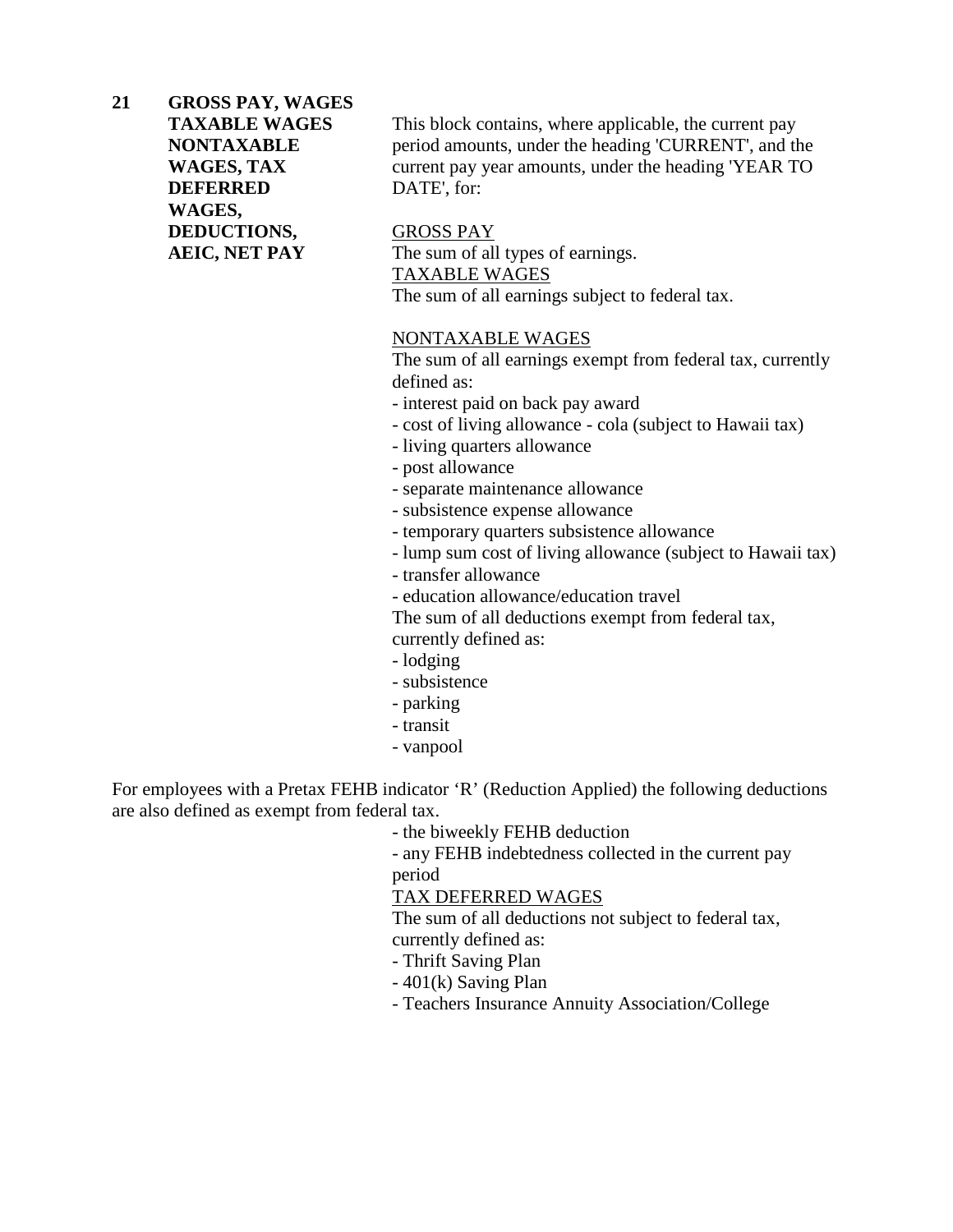**21 GROSS PAY, WAGES TAXABLE WAGES NONTAXABLE WAGES, TAX DEFERRED WAGES, DEDUCTIONS, AEIC, NET PAY**

This block contains, where applicable, the current pay period amounts, under the heading 'CURRENT', and the current pay year amounts, under the heading 'YEAR TO DATE', for:

GROSS PAY

The sum of all types of earnings.

TAXABLE WAGES

The sum of all earnings subject to federal tax.

NONTAXABLE WAGES

The sum of all earnings exempt from federal tax, currently defined as:

- interest paid on back pay award
- cost of living allowance - cola (subject to Hawaii tax)
- living quarters allowance
- post allowance
- separate maintenance allowance
- subsistence expense allowance
- temporary quarters subsistence allowance
- lump sum cost of living allowance (subject to Hawaii tax)
- transfer allowance
- education allowance/education travel

The sum of all deductions exempt from federal tax, currently defined as:

- lodging
- subsistence
- parking
- transit
- vanpool

For employees with a Pretax FEHB indicator 'R' (Reduction Applied) the following deductions are also defined as exempt from federal tax.

- the biweekly FEHB deduction
- any FEHB indebtedness collected in the current pay period

TAX DEFERRED WAGES

The sum of all deductions not subject to federal tax, currently defined as:

- Thrift Saving Plan
- 401(k) Saving Plan
- Teachers Insurance Annuity Association/College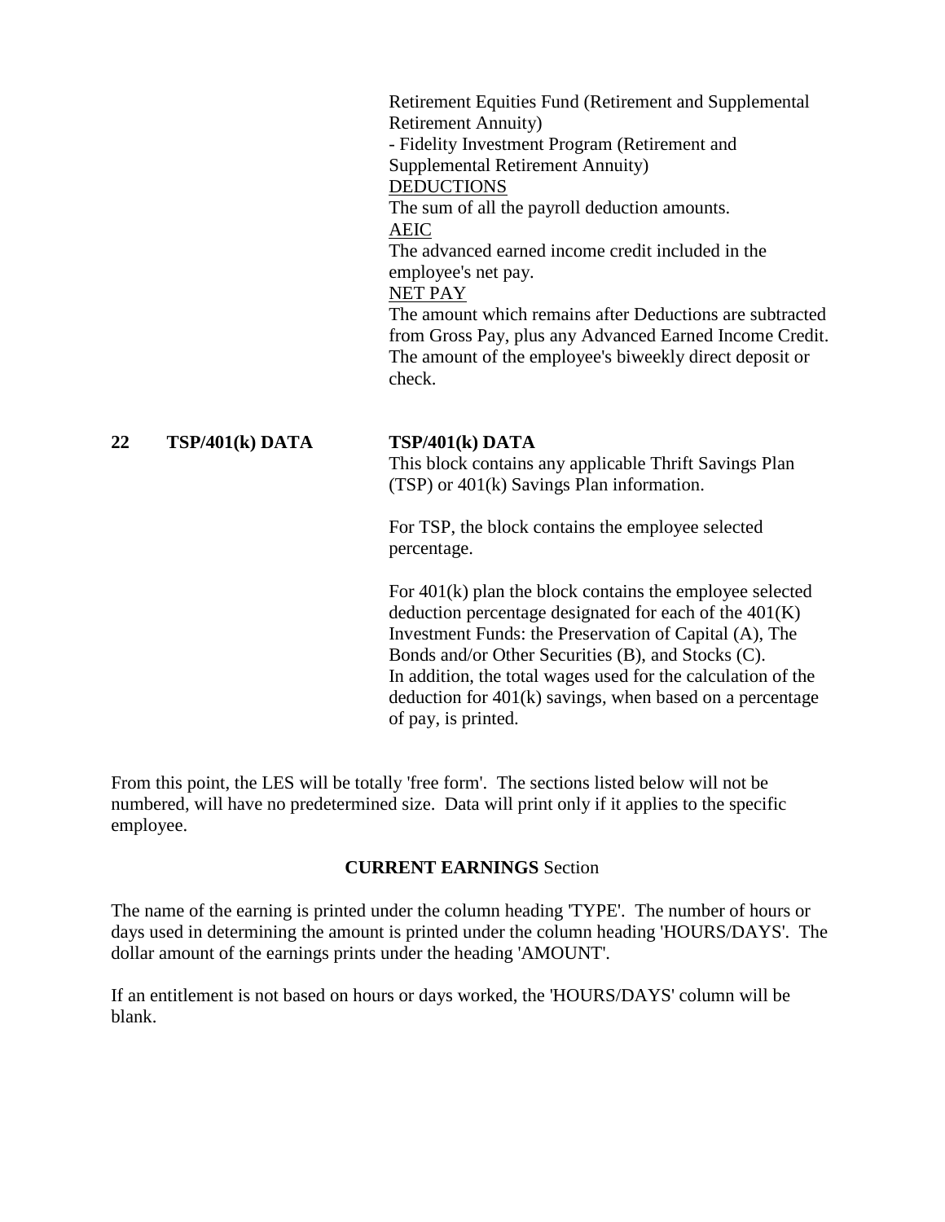Retirement Equities Fund (Retirement and Supplemental Retirement Annuity)
- Fidelity Investment Program (Retirement and Supplemental Retirement Annuity)

<u>DEDUCTIONS</u>
The sum of all the payroll deduction amounts.

<u>AEIC</u>
The advanced earned income credit included in the employee's net pay.

<u>NET PAY</u>
The amount which remains after Deductions are subtracted from Gross Pay, plus any Advanced Earned Income Credit. The amount of the employee's biweekly direct deposit or check.

**22 TSP/401(k) DATA**

**TSP/401(k) DATA**
This block contains any applicable Thrift Savings Plan (TSP) or 401(k) Savings Plan information.

For TSP, the block contains the employee selected percentage.

For 401(k) plan the block contains the employee selected deduction percentage designated for each of the 401(K) Investment Funds: the Preservation of Capital (A), The Bonds and/or Other Securities (B), and Stocks (C). In addition, the total wages used for the calculation of the deduction for 401(k) savings, when based on a percentage of pay, is printed.

From this point, the LES will be totally 'free form'. The sections listed below will not be numbered, will have no predetermined size. Data will print only if it applies to the specific employee.

**CURRENT EARNINGS** Section

The name of the earning is printed under the column heading 'TYPE'. The number of hours or days used in determining the amount is printed under the column heading 'HOURS/DAYS'. The dollar amount of the earnings prints under the heading 'AMOUNT'.

If an entitlement is not based on hours or days worked, the 'HOURS/DAYS' column will be blank.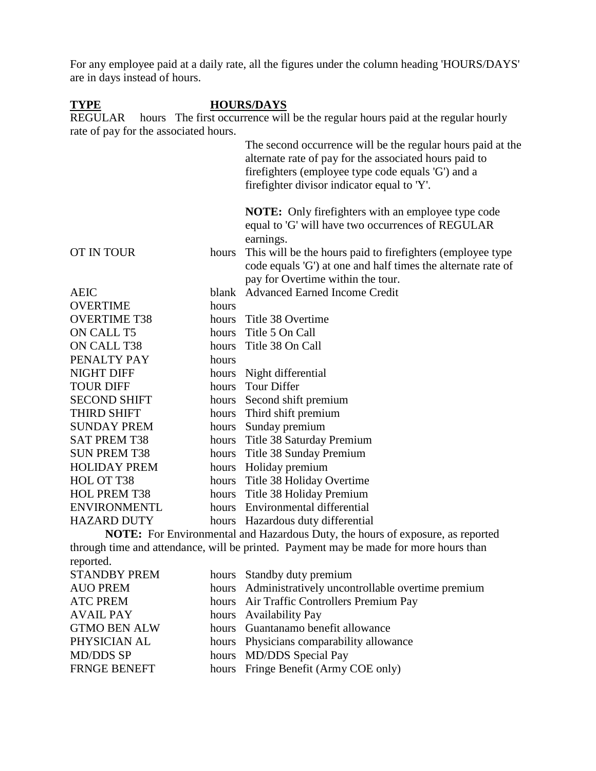For any employee paid at a daily rate, all the figures under the column heading 'HOURS/DAYS' are in days instead of hours.

| TYPE | HOURS/DAYS | |
|---|---|---|
| REGULAR | hours | The first occurrence will be the regular hours paid at the regular hourly rate of pay for the associated hours.<br><br>The second occurrence will be the regular hours paid at the alternate rate of pay for the associated hours paid to firefighters (employee type code equals 'G') and a firefighter divisor indicator equal to 'Y'.<br><br>**NOTE:** Only firefighters with an employee type code equal to 'G' will have two occurrences of REGULAR earnings. |
| OT IN TOUR | hours | This will be the hours paid to firefighters (employee type code equals 'G') at one and half times the alternate rate of pay for Overtime within the tour. |
| AEIC | blank | Advanced Earned Income Credit |
| OVERTIME | hours | |
| OVERTIME T38 | hours | Title 38 Overtime |
| ON CALL T5 | hours | Title 5 On Call |
| ON CALL T38 | hours | Title 38 On Call |
| PENALTY PAY | hours | |
| NIGHT DIFF | hours | Night differential |
| TOUR DIFF | hours | Tour Differ |
| SECOND SHIFT | hours | Second shift premium |
| THIRD SHIFT | hours | Third shift premium |
| SUNDAY PREM | hours | Sunday premium |
| SAT PREM T38 | hours | Title 38 Saturday Premium |
| SUN PREM T38 | hours | Title 38 Sunday Premium |
| HOLIDAY PREM | hours | Holiday premium |
| HOL OT T38 | hours | Title 38 Holiday Overtime |
| HOL PREM T38 | hours | Title 38 Holiday Premium |
| ENVIRONMENTL | hours | Environmental differential |
| HAZARD DUTY | hours | Hazardous duty differential |

**NOTE:** For Environmental and Hazardous Duty, the hours of exposure, as reported through time and attendance, will be printed. Payment may be made for more hours than reported.

| TYPE | HOURS/DAYS | |
|---|---|---|
| STANDBY PREM | hours | Standby duty premium |
| AUO PREM | hours | Administratively uncontrollable overtime premium |
| ATC PREM | hours | Air Traffic Controllers Premium Pay |
| AVAIL PAY | hours | Availability Pay |
| GTMO BEN ALW | hours | Guantanamo benefit allowance |
| PHYSICIAN AL | hours | Physicians comparability allowance |
| MD/DDS SP | hours | MD/DDS Special Pay |
| FRNGE BENEFT | hours | Fringe Benefit (Army COE only) |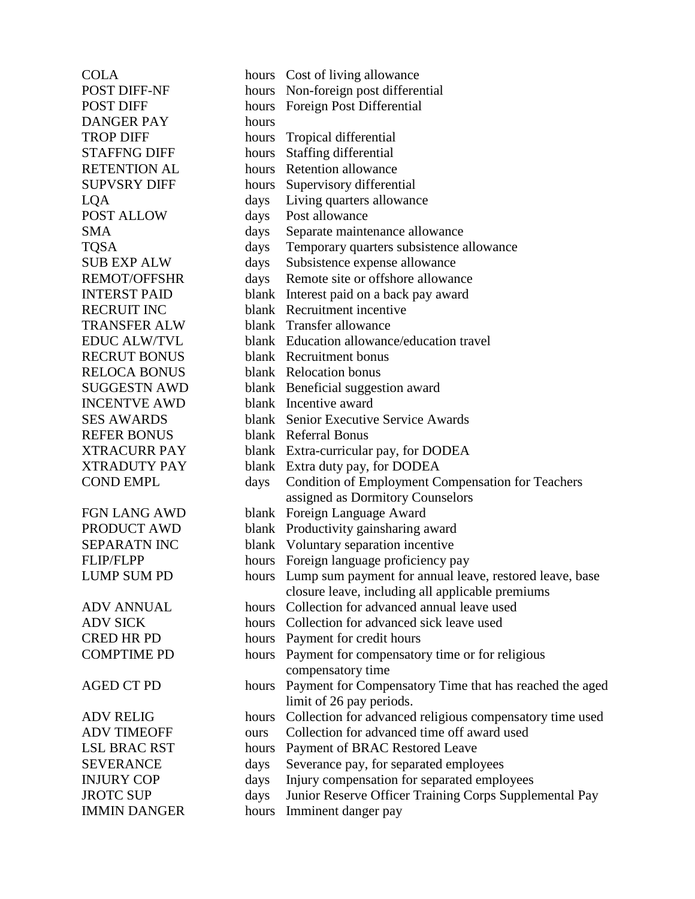| | | |
|---|---|---|
| COLA | hours | Cost of living allowance |
| POST DIFF-NF | hours | Non-foreign post differential |
| POST DIFF | hours | Foreign Post Differential |
| DANGER PAY | hours | |
| TROP DIFF | hours | Tropical differential |
| STAFFNG DIFF | hours | Staffing differential |
| RETENTION AL | hours | Retention allowance |
| SUPVSRY DIFF | hours | Supervisory differential |
| LQA | days | Living quarters allowance |
| POST ALLOW | days | Post allowance |
| SMA | days | Separate maintenance allowance |
| TQSA | days | Temporary quarters subsistence allowance |
| SUB EXP ALW | days | Subsistence expense allowance |
| REMOT/OFFSHR | days | Remote site or offshore allowance |
| INTERST PAID | blank | Interest paid on a back pay award |
| RECRUIT INC | blank | Recruitment incentive |
| TRANSFER ALW | blank | Transfer allowance |
| EDUC ALW/TVL | blank | Education allowance/education travel |
| RECRUT BONUS | blank | Recruitment bonus |
| RELOCA BONUS | blank | Relocation bonus |
| SUGGESTN AWD | blank | Beneficial suggestion award |
| INCENTVE AWD | blank | Incentive award |
| SES AWARDS | blank | Senior Executive Service Awards |
| REFER BONUS | blank | Referral Bonus |
| XTRACURR PAY | blank | Extra-curricular pay, for DODEA |
| XTRADUTY PAY | blank | Extra duty pay, for DODEA |
| COND EMPL | days | Condition of Employment Compensation for Teachers assigned as Dormitory Counselors |
| FGN LANG AWD | blank | Foreign Language Award |
| PRODUCT AWD | blank | Productivity gainsharing award |
| SEPARATN INC | blank | Voluntary separation incentive |
| FLIP/FLPP | hours | Foreign language proficiency pay |
| LUMP SUM PD | hours | Lump sum payment for annual leave, restored leave, base closure leave, including all applicable premiums |
| ADV ANNUAL | hours | Collection for advanced annual leave used |
| ADV SICK | hours | Collection for advanced sick leave used |
| CRED HR PD | hours | Payment for credit hours |
| COMPTIME PD | hours | Payment for compensatory time or for religious compensatory time |
| AGED CT PD | hours | Payment for Compensatory Time that has reached the aged limit of 26 pay periods. |
| ADV RELIG | hours | Collection for advanced religious compensatory time used |
| ADV TIMEOFF | ours | Collection for advanced time off award used |
| LSL BRAC RST | hours | Payment of BRAC Restored Leave |
| SEVERANCE | days | Severance pay, for separated employees |
| INJURY COP | days | Injury compensation for separated employees |
| JROTC SUP | days | Junior Reserve Officer Training Corps Supplemental Pay |
| IMMIN DANGER | hours | Imminent danger pay |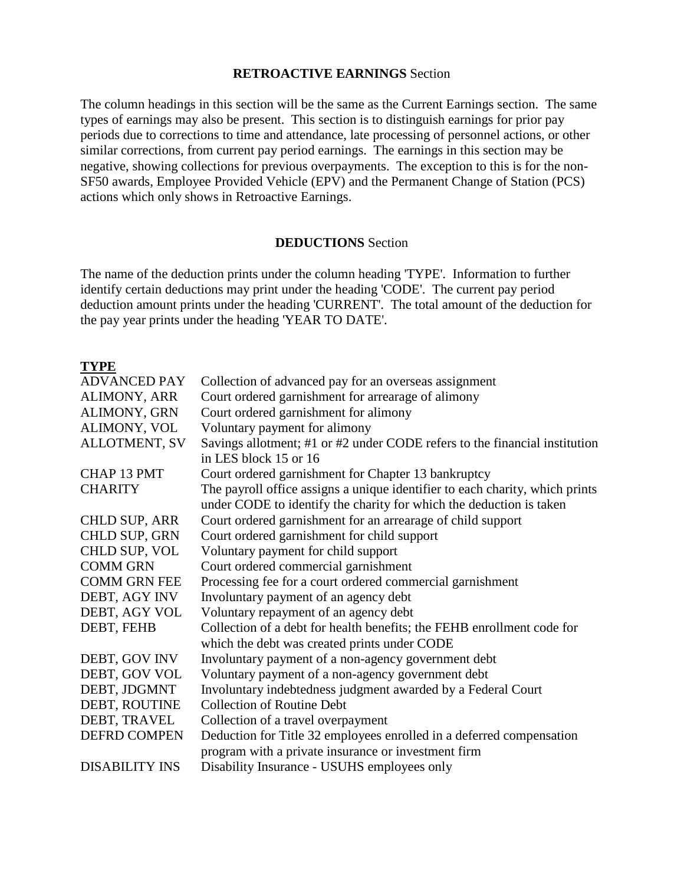## **RETROACTIVE EARNINGS** Section

The column headings in this section will be the same as the Current Earnings section. The same types of earnings may also be present. This section is to distinguish earnings for prior pay periods due to corrections to time and attendance, late processing of personnel actions, or other similar corrections, from current pay period earnings. The earnings in this section may be negative, showing collections for previous overpayments. The exception to this is for the non-SF50 awards, Employee Provided Vehicle (EPV) and the Permanent Change of Station (PCS) actions which only shows in Retroactive Earnings.

## **DEDUCTIONS** Section

The name of the deduction prints under the column heading 'TYPE'. Information to further identify certain deductions may print under the heading 'CODE'. The current pay period deduction amount prints under the heading 'CURRENT'. The total amount of the deduction for the pay year prints under the heading 'YEAR TO DATE'.

| **TYPE** | |
|---|---|
| ADVANCED PAY | Collection of advanced pay for an overseas assignment |
| ALIMONY, ARR | Court ordered garnishment for arrearage of alimony |
| ALIMONY, GRN | Court ordered garnishment for alimony |
| ALIMONY, VOL | Voluntary payment for alimony |
| ALLOTMENT, SV | Savings allotment; #1 or #2 under CODE refers to the financial institution in LES block 15 or 16 |
| CHAP 13 PMT | Court ordered garnishment for Chapter 13 bankruptcy |
| CHARITY | The payroll office assigns a unique identifier to each charity, which prints under CODE to identify the charity for which the deduction is taken |
| CHLD SUP, ARR | Court ordered garnishment for an arrearage of child support |
| CHLD SUP, GRN | Court ordered garnishment for child support |
| CHLD SUP, VOL | Voluntary payment for child support |
| COMM GRN | Court ordered commercial garnishment |
| COMM GRN FEE | Processing fee for a court ordered commercial garnishment |
| DEBT, AGY INV | Involuntary payment of an agency debt |
| DEBT, AGY VOL | Voluntary repayment of an agency debt |
| DEBT, FEHB | Collection of a debt for health benefits; the FEHB enrollment code for which the debt was created prints under CODE |
| DEBT, GOV INV | Involuntary payment of a non-agency government debt |
| DEBT, GOV VOL | Voluntary payment of a non-agency government debt |
| DEBT, JDGMNT | Involuntary indebtedness judgment awarded by a Federal Court |
| DEBT, ROUTINE | Collection of Routine Debt |
| DEBT, TRAVEL | Collection of a travel overpayment |
| DEFRD COMPEN | Deduction for Title 32 employees enrolled in a deferred compensation program with a private insurance or investment firm |
| DISABILITY INS | Disability Insurance - USUHS employees only |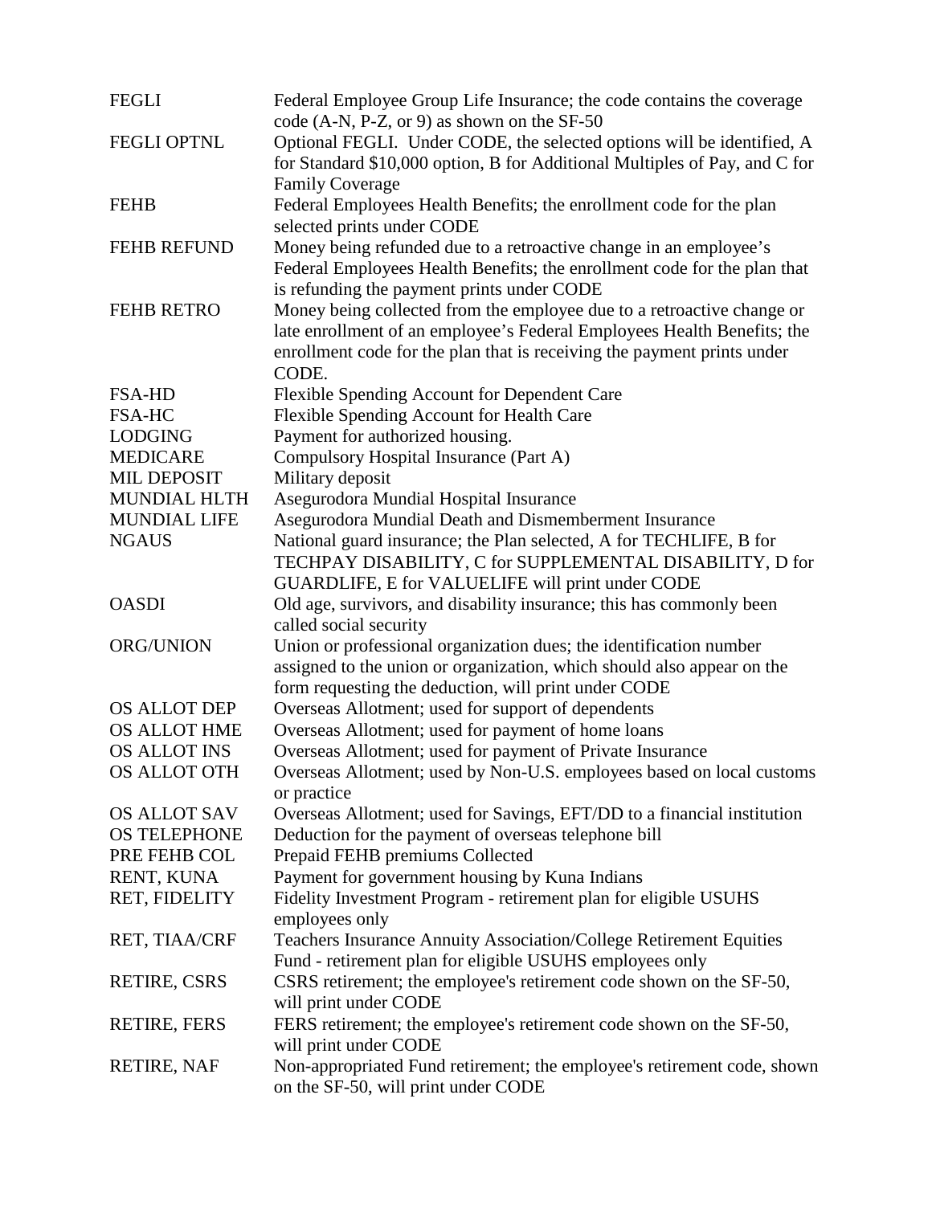| | |
|---|---|
| FEGLI | Federal Employee Group Life Insurance; the code contains the coverage code (A-N, P-Z, or 9) as shown on the SF-50 |
| FEGLI OPTNL | Optional FEGLI. Under CODE, the selected options will be identified, A for Standard $10,000 option, B for Additional Multiples of Pay, and C for Family Coverage |
| FEHB | Federal Employees Health Benefits; the enrollment code for the plan selected prints under CODE |
| FEHB REFUND | Money being refunded due to a retroactive change in an employee's Federal Employees Health Benefits; the enrollment code for the plan that is refunding the payment prints under CODE |
| FEHB RETRO | Money being collected from the employee due to a retroactive change or late enrollment of an employee's Federal Employees Health Benefits; the enrollment code for the plan that is receiving the payment prints under CODE. |
| FSA-HD | Flexible Spending Account for Dependent Care |
| FSA-HC | Flexible Spending Account for Health Care |
| LODGING | Payment for authorized housing. |
| MEDICARE | Compulsory Hospital Insurance (Part A) |
| MIL DEPOSIT | Military deposit |
| MUNDIAL HLTH | Asegurodora Mundial Hospital Insurance |
| MUNDIAL LIFE | Asegurodora Mundial Death and Dismemberment Insurance |
| NGAUS | National guard insurance; the Plan selected, A for TECHLIFE, B for TECHPAY DISABILITY, C for SUPPLEMENTAL DISABILITY, D for GUARDLIFE, E for VALUELIFE will print under CODE |
| OASDI | Old age, survivors, and disability insurance; this has commonly been called social security |
| ORG/UNION | Union or professional organization dues; the identification number assigned to the union or organization, which should also appear on the form requesting the deduction, will print under CODE |
| OS ALLOT DEP | Overseas Allotment; used for support of dependents |
| OS ALLOT HME | Overseas Allotment; used for payment of home loans |
| OS ALLOT INS | Overseas Allotment; used for payment of Private Insurance |
| OS ALLOT OTH | Overseas Allotment; used by Non-U.S. employees based on local customs or practice |
| OS ALLOT SAV | Overseas Allotment; used for Savings, EFT/DD to a financial institution |
| OS TELEPHONE | Deduction for the payment of overseas telephone bill |
| PRE FEHB COL | Prepaid FEHB premiums Collected |
| RENT, KUNA | Payment for government housing by Kuna Indians |
| RET, FIDELITY | Fidelity Investment Program - retirement plan for eligible USUHS employees only |
| RET, TIAA/CRF | Teachers Insurance Annuity Association/College Retirement Equities Fund - retirement plan for eligible USUHS employees only |
| RETIRE, CSRS | CSRS retirement; the employee's retirement code shown on the SF-50, will print under CODE |
| RETIRE, FERS | FERS retirement; the employee's retirement code shown on the SF-50, will print under CODE |
| RETIRE, NAF | Non-appropriated Fund retirement; the employee's retirement code, shown on the SF-50, will print under CODE |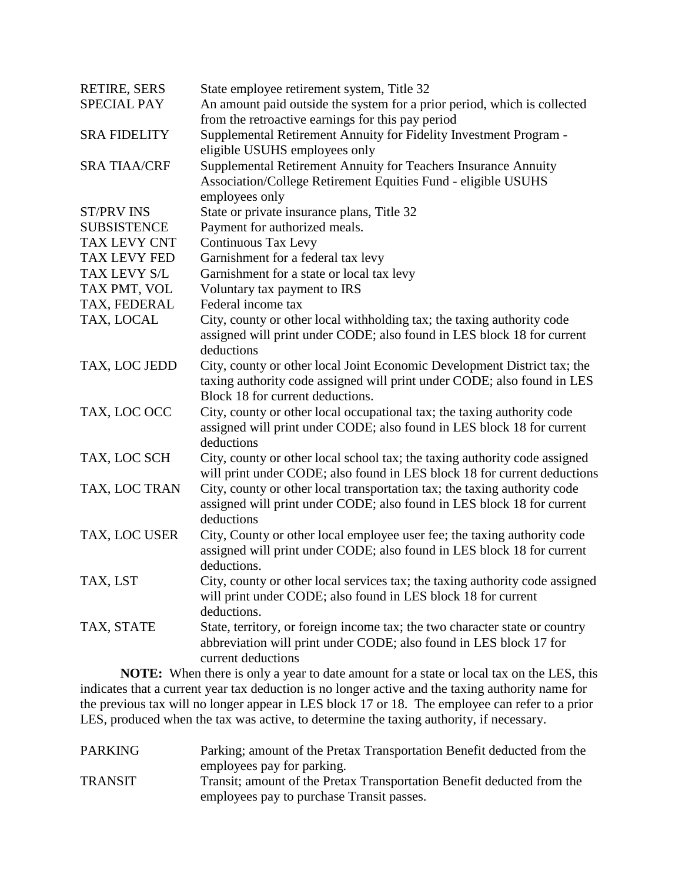| | |
|---|---|
| RETIRE, SERS | State employee retirement system, Title 32 |
| SPECIAL PAY | An amount paid outside the system for a prior period, which is collected from the retroactive earnings for this pay period |
| SRA FIDELITY | Supplemental Retirement Annuity for Fidelity Investment Program - eligible USUHS employees only |
| SRA TIAA/CRF | Supplemental Retirement Annuity for Teachers Insurance Annuity Association/College Retirement Equities Fund - eligible USUHS employees only |
| ST/PRV INS | State or private insurance plans, Title 32 |
| SUBSISTENCE | Payment for authorized meals. |
| TAX LEVY CNT | Continuous Tax Levy |
| TAX LEVY FED | Garnishment for a federal tax levy |
| TAX LEVY S/L | Garnishment for a state or local tax levy |
| TAX PMT, VOL | Voluntary tax payment to IRS |
| TAX, FEDERAL | Federal income tax |
| TAX, LOCAL | City, county or other local withholding tax; the taxing authority code assigned will print under CODE; also found in LES block 18 for current deductions |
| TAX, LOC JEDD | City, county or other local Joint Economic Development District tax; the taxing authority code assigned will print under CODE; also found in LES Block 18 for current deductions. |
| TAX, LOC OCC | City, county or other local occupational tax; the taxing authority code assigned will print under CODE; also found in LES block 18 for current deductions |
| TAX, LOC SCH | City, county or other local school tax; the taxing authority code assigned will print under CODE; also found in LES block 18 for current deductions |
| TAX, LOC TRAN | City, county or other local transportation tax; the taxing authority code assigned will print under CODE; also found in LES block 18 for current deductions |
| TAX, LOC USER | City, County or other local employee user fee; the taxing authority code assigned will print under CODE; also found in LES block 18 for current deductions. |
| TAX, LST | City, county or other local services tax; the taxing authority code assigned will print under CODE; also found in LES block 18 for current deductions. |
| TAX, STATE | State, territory, or foreign income tax; the two character state or country abbreviation will print under CODE; also found in LES block 17 for current deductions |

**NOTE:** When there is only a year to date amount for a state or local tax on the LES, this indicates that a current year tax deduction is no longer active and the taxing authority name for the previous tax will no longer appear in LES block 17 or 18. The employee can refer to a prior LES, produced when the tax was active, to determine the taxing authority, if necessary.

| | |
|---|---|
| PARKING | Parking; amount of the Pretax Transportation Benefit deducted from the employees pay for parking. |
| TRANSIT | Transit; amount of the Pretax Transportation Benefit deducted from the employees pay to purchase Transit passes. |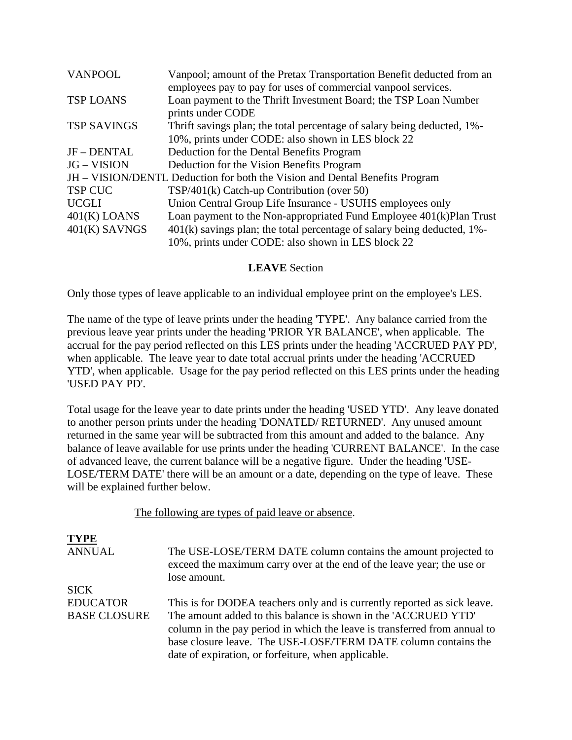| | |
|---|---|
| VANPOOL | Vanpool; amount of the Pretax Transportation Benefit deducted from an employees pay to pay for uses of commercial vanpool services. |
| TSP LOANS | Loan payment to the Thrift Investment Board; the TSP Loan Number prints under CODE |
| TSP SAVINGS | Thrift savings plan; the total percentage of salary being deducted, 1%-10%, prints under CODE: also shown in LES block 22 |
| JF – DENTAL | Deduction for the Dental Benefits Program |
| JG – VISION | Deduction for the Vision Benefits Program |
| JH – VISION/DENTL | Deduction for both the Vision and Dental Benefits Program |
| TSP CUC | TSP/401(k) Catch-up Contribution (over 50) |
| UCGLI | Union Central Group Life Insurance - USUHS employees only |
| 401(K) LOANS | Loan payment to the Non-appropriated Fund Employee 401(k)Plan Trust |
| 401(K) SAVNGS | 401(k) savings plan; the total percentage of salary being deducted, 1%-10%, prints under CODE: also shown in LES block 22 |

## **LEAVE** Section

Only those types of leave applicable to an individual employee print on the employee's LES.

The name of the type of leave prints under the heading 'TYPE'. Any balance carried from the previous leave year prints under the heading 'PRIOR YR BALANCE', when applicable. The accrual for the pay period reflected on this LES prints under the heading 'ACCRUED PAY PD', when applicable. The leave year to date total accrual prints under the heading 'ACCRUED YTD', when applicable. Usage for the pay period reflected on this LES prints under the heading 'USED PAY PD'.

Total usage for the leave year to date prints under the heading 'USED YTD'. Any leave donated to another person prints under the heading 'DONATED/ RETURNED'. Any unused amount returned in the same year will be subtracted from this amount and added to the balance. Any balance of leave available for use prints under the heading 'CURRENT BALANCE'. In the case of advanced leave, the current balance will be a negative figure. Under the heading 'USE-LOSE/TERM DATE' there will be an amount or a date, depending on the type of leave. These will be explained further below.

The following are types of paid leave or absence.

| **TYPE** | |
|---|---|
| ANNUAL | The USE-LOSE/TERM DATE column contains the amount projected to exceed the maximum carry over at the end of the leave year; the use or lose amount. |
| SICK | |
| EDUCATOR | This is for DODEA teachers only and is currently reported as sick leave. |
| BASE CLOSURE | The amount added to this balance is shown in the 'ACCRUED YTD' column in the pay period in which the leave is transferred from annual to base closure leave. The USE-LOSE/TERM DATE column contains the date of expiration, or forfeiture, when applicable. |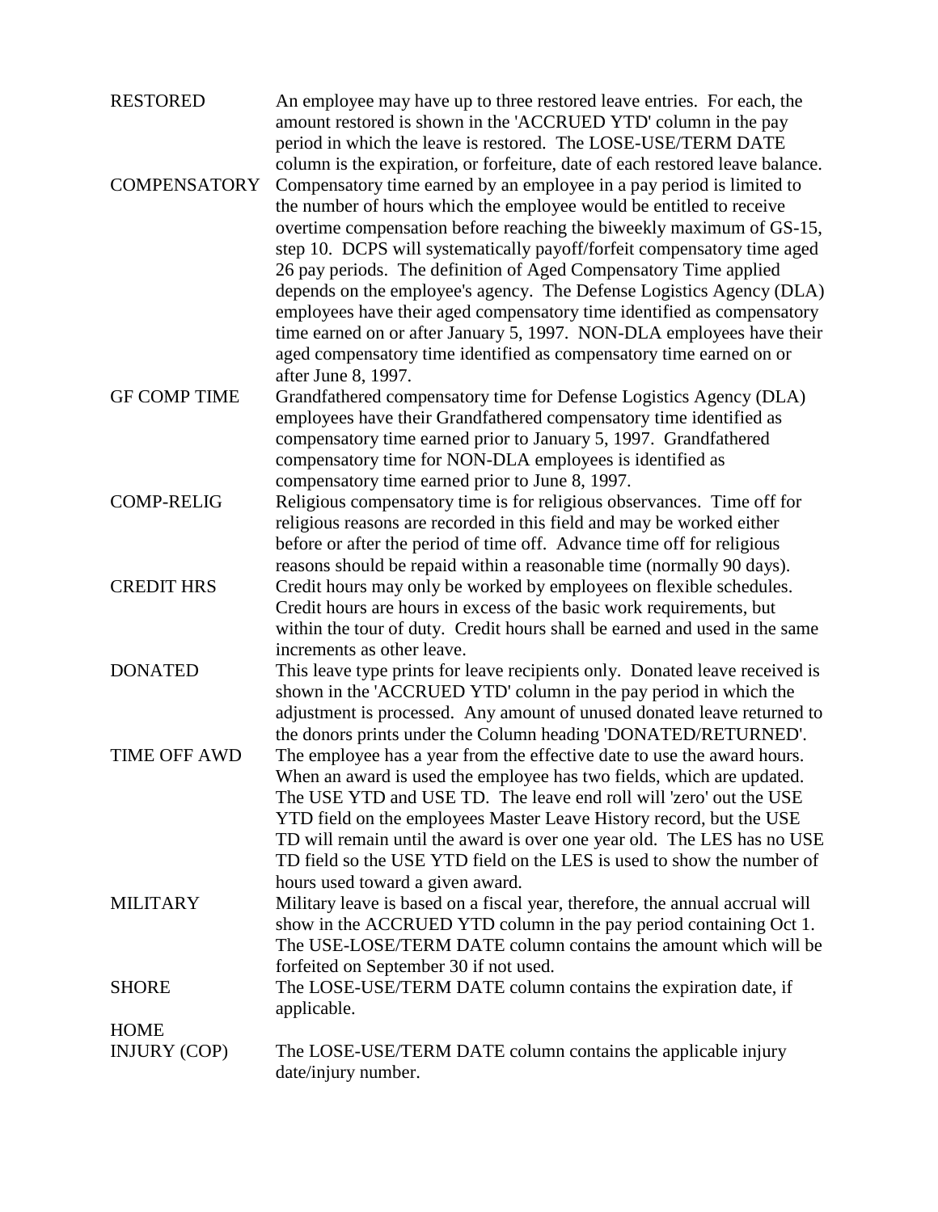| | |
|---|---|
| RESTORED | An employee may have up to three restored leave entries. For each, the amount restored is shown in the 'ACCRUED YTD' column in the pay period in which the leave is restored. The LOSE-USE/TERM DATE column is the expiration, or forfeiture, date of each restored leave balance. |
| COMPENSATORY | Compensatory time earned by an employee in a pay period is limited to the number of hours which the employee would be entitled to receive overtime compensation before reaching the biweekly maximum of GS-15, step 10. DCPS will systematically payoff/forfeit compensatory time aged 26 pay periods. The definition of Aged Compensatory Time applied depends on the employee's agency. The Defense Logistics Agency (DLA) employees have their aged compensatory time identified as compensatory time earned on or after January 5, 1997. NON-DLA employees have their aged compensatory time identified as compensatory time earned on or after June 8, 1997. |
| GF COMP TIME | Grandfathered compensatory time for Defense Logistics Agency (DLA) employees have their Grandfathered compensatory time identified as compensatory time earned prior to January 5, 1997. Grandfathered compensatory time for NON-DLA employees is identified as compensatory time earned prior to June 8, 1997. |
| COMP-RELIG | Religious compensatory time is for religious observances. Time off for religious reasons are recorded in this field and may be worked either before or after the period of time off. Advance time off for religious reasons should be repaid within a reasonable time (normally 90 days). |
| CREDIT HRS | Credit hours may only be worked by employees on flexible schedules. Credit hours are hours in excess of the basic work requirements, but within the tour of duty. Credit hours shall be earned and used in the same increments as other leave. |
| DONATED | This leave type prints for leave recipients only. Donated leave received is shown in the 'ACCRUED YTD' column in the pay period in which the adjustment is processed. Any amount of unused donated leave returned to the donors prints under the Column heading 'DONATED/RETURNED'. |
| TIME OFF AWD | The employee has a year from the effective date to use the award hours. When an award is used the employee has two fields, which are updated. The USE YTD and USE TD. The leave end roll will 'zero' out the USE YTD field on the employees Master Leave History record, but the USE TD will remain until the award is over one year old. The LES has no USE TD field so the USE YTD field on the LES is used to show the number of hours used toward a given award. |
| MILITARY | Military leave is based on a fiscal year, therefore, the annual accrual will show in the ACCRUED YTD column in the pay period containing Oct 1. The USE-LOSE/TERM DATE column contains the amount which will be forfeited on September 30 if not used. |
| SHORE | The LOSE-USE/TERM DATE column contains the expiration date, if applicable. |
| HOME INJURY (COP) | The LOSE-USE/TERM DATE column contains the applicable injury date/injury number. |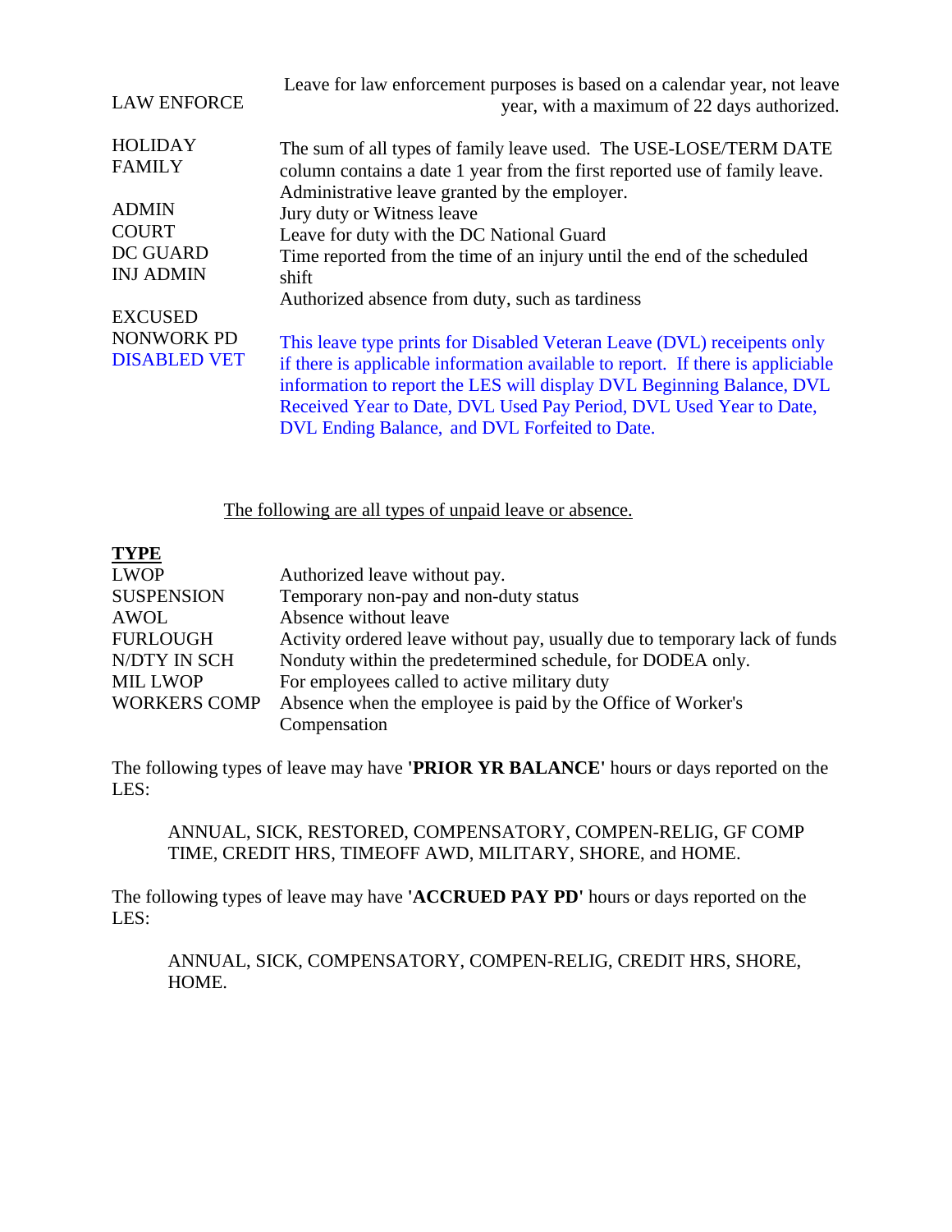| | |
|---|---|
| LAW ENFORCE | Leave for law enforcement purposes is based on a calendar year, not leave year, with a maximum of 22 days authorized. |
| HOLIDAY | |
| FAMILY | The sum of all types of family leave used. The USE-LOSE/TERM DATE column contains a date 1 year from the first reported use of family leave. |
| ADMIN | Administrative leave granted by the employer. |
| COURT | Jury duty or Witness leave |
| DC GUARD | Leave for duty with the DC National Guard |
| INJ ADMIN | Time reported from the time of an injury until the end of the scheduled shift |
| EXCUSED | Authorized absence from duty, such as tardiness |
| NONWORK PD | |
| DISABLED VET | This leave type prints for Disabled Veteran Leave (DVL) receipents only if there is applicable information available to report. If there is appliciable information to report the LES will display DVL Beginning Balance, DVL Received Year to Date, DVL Used Pay Period, DVL Used Year to Date, DVL Ending Balance, and DVL Forfeited to Date. |

The following are all types of unpaid leave or absence.

| TYPE | |
|---|---|
| LWOP | Authorized leave without pay. |
| SUSPENSION | Temporary non-pay and non-duty status |
| AWOL | Absence without leave |
| FURLOUGH | Activity ordered leave without pay, usually due to temporary lack of funds |
| N/DTY IN SCH | Nonduty within the predetermined schedule, for DODEA only. |
| MIL LWOP | For employees called to active military duty |
| WORKERS COMP | Absence when the employee is paid by the Office of Worker's Compensation |

The following types of leave may have **'PRIOR YR BALANCE'** hours or days reported on the LES:

> ANNUAL, SICK, RESTORED, COMPENSATORY, COMPEN-RELIG, GF COMP TIME, CREDIT HRS, TIMEOFF AWD, MILITARY, SHORE, and HOME.

The following types of leave may have **'ACCRUED PAY PD'** hours or days reported on the LES:

> ANNUAL, SICK, COMPENSATORY, COMPEN-RELIG, CREDIT HRS, SHORE, HOME.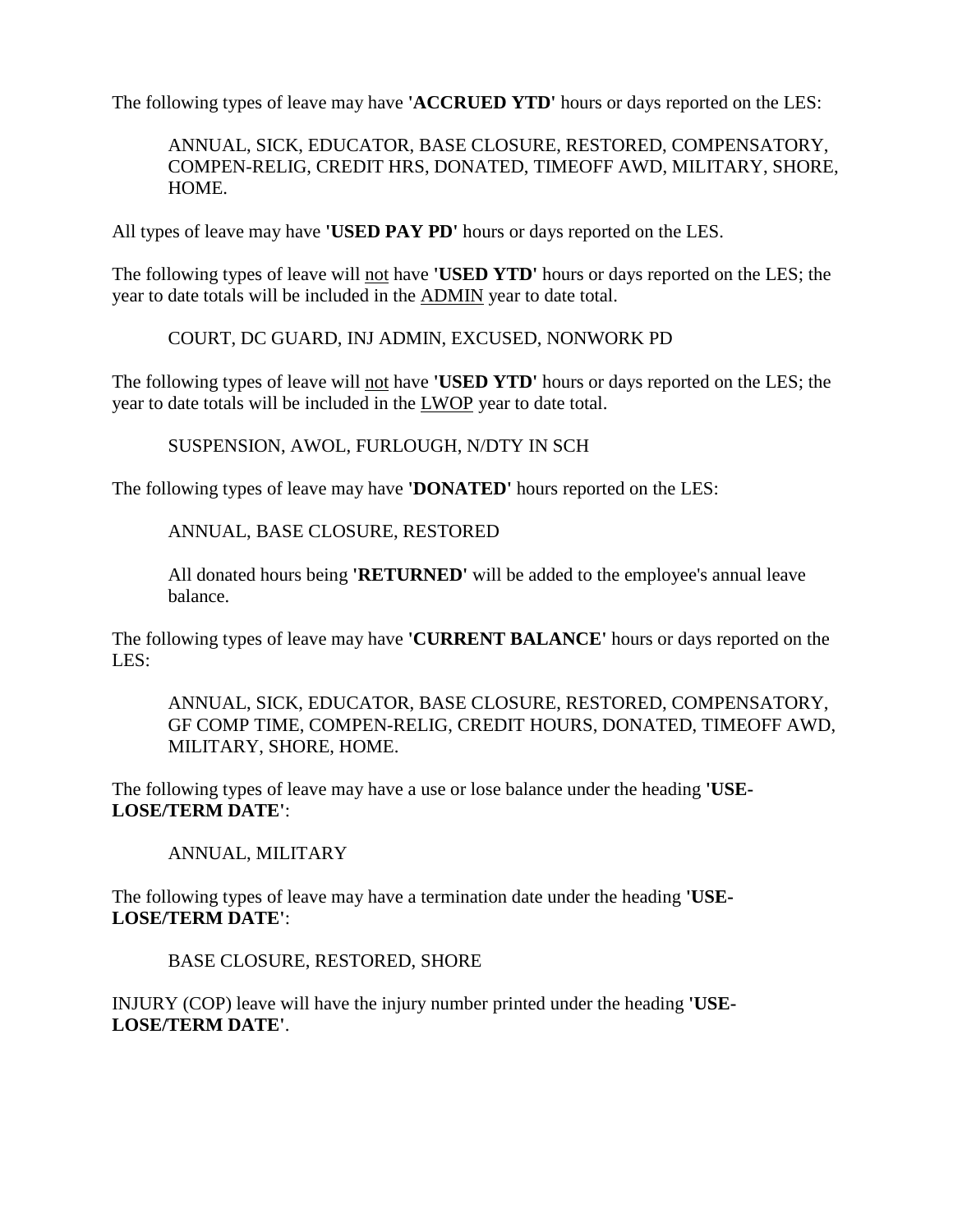The following types of leave may have **'ACCRUED YTD'** hours or days reported on the LES:

> ANNUAL, SICK, EDUCATOR, BASE CLOSURE, RESTORED, COMPENSATORY, COMPEN-RELIG, CREDIT HRS, DONATED, TIMEOFF AWD, MILITARY, SHORE, HOME.

All types of leave may have **'USED PAY PD'** hours or days reported on the LES.

The following types of leave will not have **'USED YTD'** hours or days reported on the LES; the year to date totals will be included in the ADMIN year to date total.

> COURT, DC GUARD, INJ ADMIN, EXCUSED, NONWORK PD

The following types of leave will not have **'USED YTD'** hours or days reported on the LES; the year to date totals will be included in the LWOP year to date total.

> SUSPENSION, AWOL, FURLOUGH, N/DTY IN SCH

The following types of leave may have **'DONATED'** hours reported on the LES:

> ANNUAL, BASE CLOSURE, RESTORED
>
> All donated hours being **'RETURNED'** will be added to the employee's annual leave balance.

The following types of leave may have **'CURRENT BALANCE'** hours or days reported on the LES:

> ANNUAL, SICK, EDUCATOR, BASE CLOSURE, RESTORED, COMPENSATORY, GF COMP TIME, COMPEN-RELIG, CREDIT HOURS, DONATED, TIMEOFF AWD, MILITARY, SHORE, HOME.

The following types of leave may have a use or lose balance under the heading **'USE-LOSE/TERM DATE'**:

> ANNUAL, MILITARY

The following types of leave may have a termination date under the heading **'USE-LOSE/TERM DATE'**:

> BASE CLOSURE, RESTORED, SHORE

INJURY (COP) leave will have the injury number printed under the heading **'USE-LOSE/TERM DATE'**.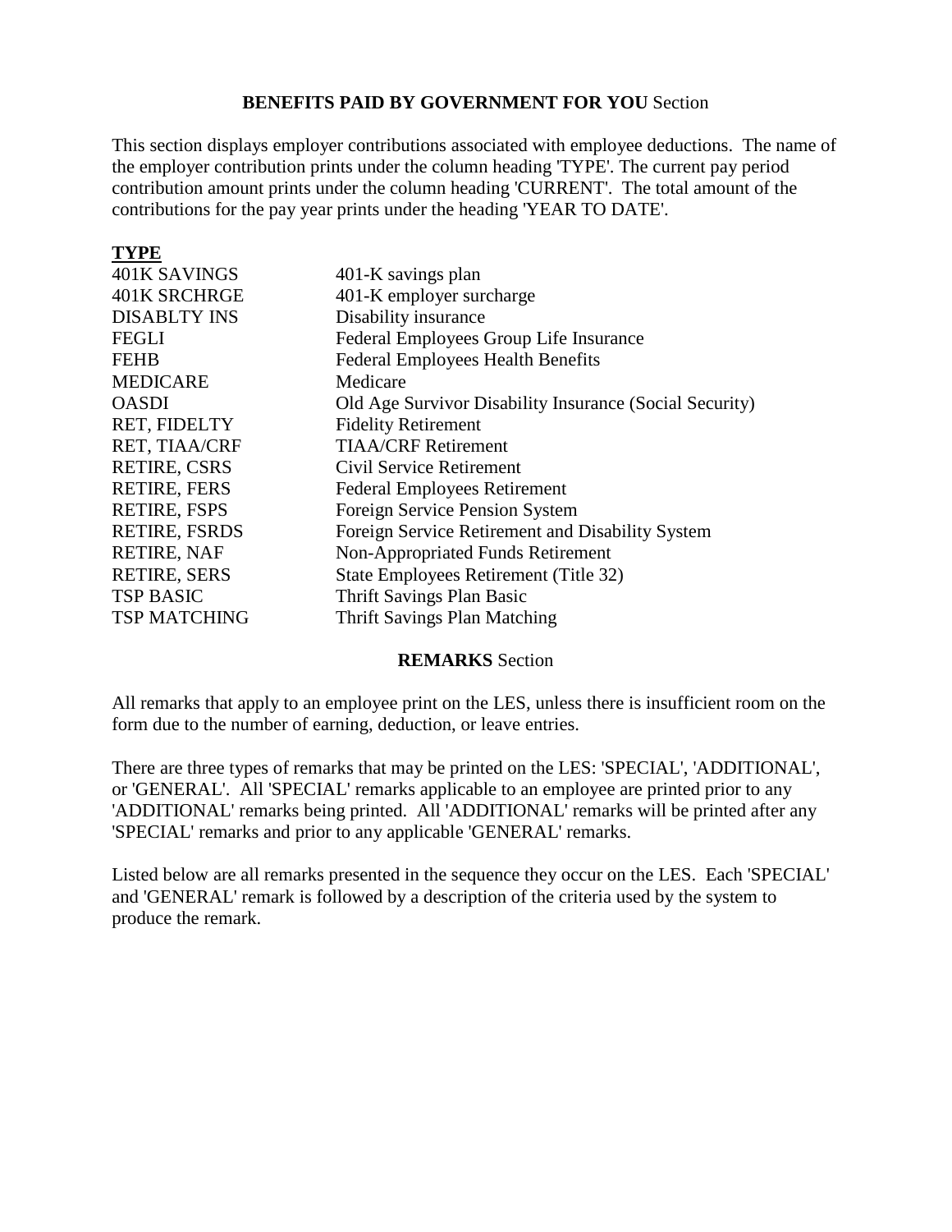## **BENEFITS PAID BY GOVERNMENT FOR YOU** Section

This section displays employer contributions associated with employee deductions. The name of the employer contribution prints under the column heading 'TYPE'. The current pay period contribution amount prints under the column heading 'CURRENT'. The total amount of the contributions for the pay year prints under the heading 'YEAR TO DATE'.

| **TYPE** | |
|---|---|
| 401K SAVINGS | 401-K savings plan |
| 401K SRCHRGE | 401-K employer surcharge |
| DISABLTY INS | Disability insurance |
| FEGLI | Federal Employees Group Life Insurance |
| FEHB | Federal Employees Health Benefits |
| MEDICARE | Medicare |
| OASDI | Old Age Survivor Disability Insurance (Social Security) |
| RET, FIDELTY | Fidelity Retirement |
| RET, TIAA/CRF | TIAA/CRF Retirement |
| RETIRE, CSRS | Civil Service Retirement |
| RETIRE, FERS | Federal Employees Retirement |
| RETIRE, FSPS | Foreign Service Pension System |
| RETIRE, FSRDS | Foreign Service Retirement and Disability System |
| RETIRE, NAF | Non-Appropriated Funds Retirement |
| RETIRE, SERS | State Employees Retirement (Title 32) |
| TSP BASIC | Thrift Savings Plan Basic |
| TSP MATCHING | Thrift Savings Plan Matching |

## **REMARKS** Section

All remarks that apply to an employee print on the LES, unless there is insufficient room on the form due to the number of earning, deduction, or leave entries.

There are three types of remarks that may be printed on the LES: 'SPECIAL', 'ADDITIONAL', or 'GENERAL'. All 'SPECIAL' remarks applicable to an employee are printed prior to any 'ADDITIONAL' remarks being printed. All 'ADDITIONAL' remarks will be printed after any 'SPECIAL' remarks and prior to any applicable 'GENERAL' remarks.

Listed below are all remarks presented in the sequence they occur on the LES. Each 'SPECIAL' and 'GENERAL' remark is followed by a description of the criteria used by the system to produce the remark.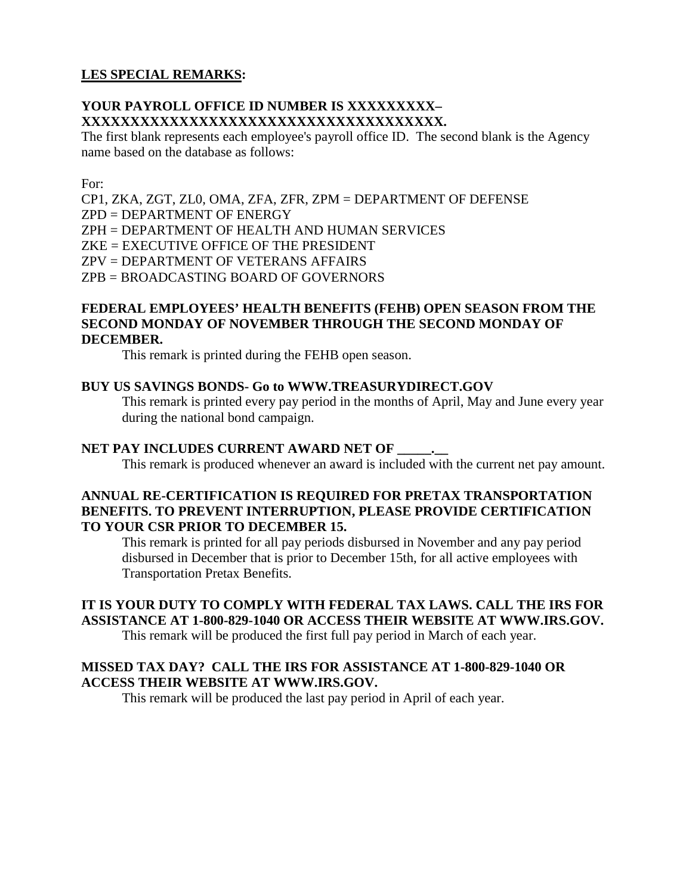**LES SPECIAL REMARKS:**

**YOUR PAYROLL OFFICE ID NUMBER IS XXXXXXXXX– XXXXXXXXXXXXXXXXXXXXXXXXXXXXXXXXXXXXXXX.**

The first blank represents each employee's payroll office ID. The second blank is the Agency name based on the database as follows:

For:

CP1, ZKA, ZGT, ZL0, OMA, ZFA, ZFR, ZPM = DEPARTMENT OF DEFENSE
ZPD = DEPARTMENT OF ENERGY
ZPH = DEPARTMENT OF HEALTH AND HUMAN SERVICES
ZKE = EXECUTIVE OFFICE OF THE PRESIDENT
ZPV = DEPARTMENT OF VETERANS AFFAIRS
ZPB = BROADCASTING BOARD OF GOVERNORS

**FEDERAL EMPLOYEES' HEALTH BENEFITS (FEHB) OPEN SEASON FROM THE SECOND MONDAY OF NOVEMBER THROUGH THE SECOND MONDAY OF DECEMBER.**

This remark is printed during the FEHB open season.

**BUY US SAVINGS BONDS- Go to WWW.TREASURYDIRECT.GOV**

This remark is printed every pay period in the months of April, May and June every year during the national bond campaign.

**NET PAY INCLUDES CURRENT AWARD NET OF _____.__**

This remark is produced whenever an award is included with the current net pay amount.

**ANNUAL RE-CERTIFICATION IS REQUIRED FOR PRETAX TRANSPORTATION BENEFITS. TO PREVENT INTERRUPTION, PLEASE PROVIDE CERTIFICATION TO YOUR CSR PRIOR TO DECEMBER 15.**

This remark is printed for all pay periods disbursed in November and any pay period disbursed in December that is prior to December 15th, for all active employees with Transportation Pretax Benefits.

**IT IS YOUR DUTY TO COMPLY WITH FEDERAL TAX LAWS. CALL THE IRS FOR ASSISTANCE AT 1-800-829-1040 OR ACCESS THEIR WEBSITE AT WWW.IRS.GOV.**

This remark will be produced the first full pay period in March of each year.

**MISSED TAX DAY? CALL THE IRS FOR ASSISTANCE AT 1-800-829-1040 OR ACCESS THEIR WEBSITE AT WWW.IRS.GOV.**

This remark will be produced the last pay period in April of each year.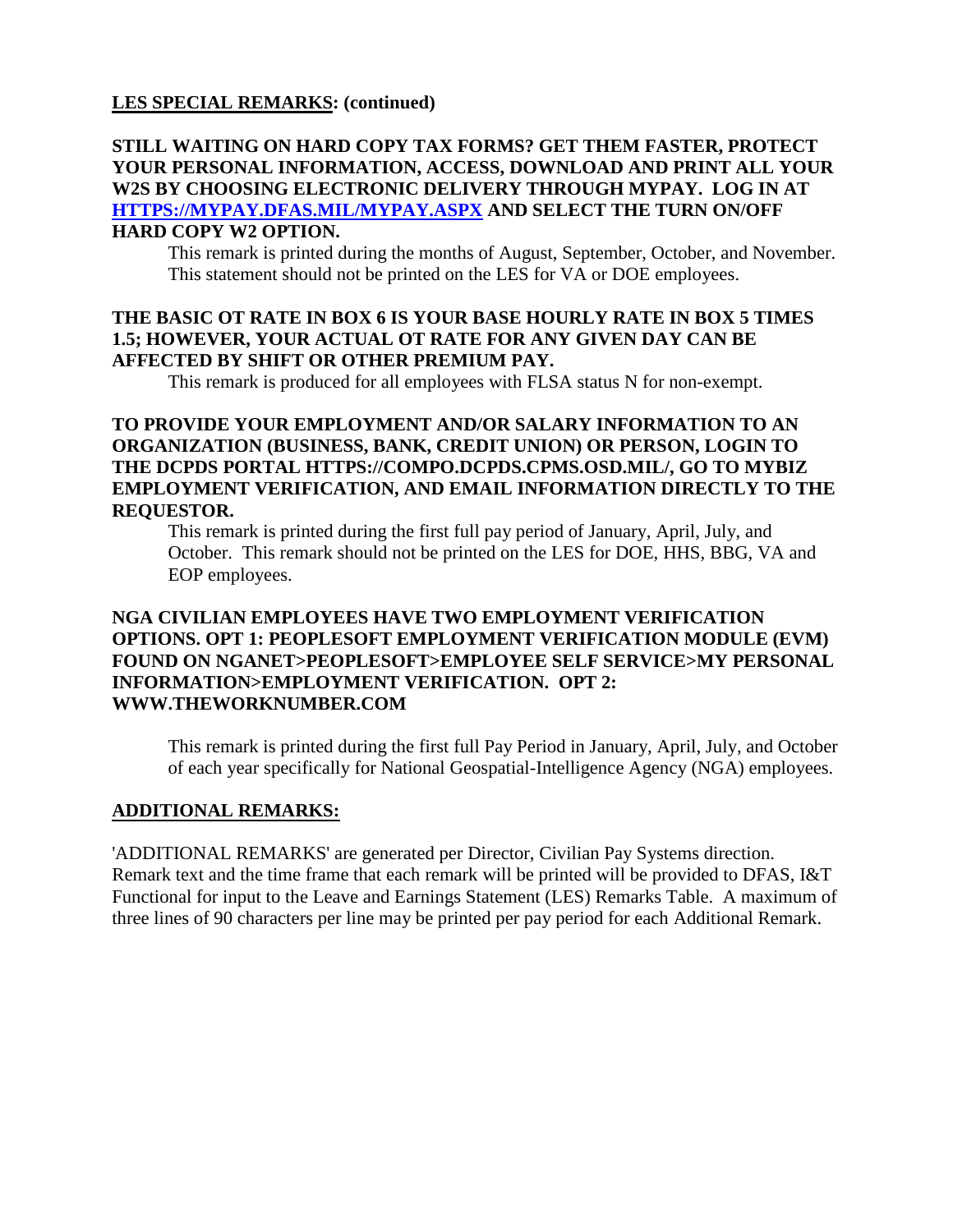**LES SPECIAL REMARKS: (continued)**

**STILL WAITING ON HARD COPY TAX FORMS? GET THEM FASTER, PROTECT YOUR PERSONAL INFORMATION, ACCESS, DOWNLOAD AND PRINT ALL YOUR W2S BY CHOOSING ELECTRONIC DELIVERY THROUGH MYPAY. LOG IN AT [HTTPS://MYPAY.DFAS.MIL/MYPAY.ASPX](HTTPS://MYPAY.DFAS.MIL/MYPAY.ASPX) AND SELECT THE TURN ON/OFF HARD COPY W2 OPTION.**

This remark is printed during the months of August, September, October, and November. This statement should not be printed on the LES for VA or DOE employees.

**THE BASIC OT RATE IN BOX 6 IS YOUR BASE HOURLY RATE IN BOX 5 TIMES 1.5; HOWEVER, YOUR ACTUAL OT RATE FOR ANY GIVEN DAY CAN BE AFFECTED BY SHIFT OR OTHER PREMIUM PAY.**

This remark is produced for all employees with FLSA status N for non-exempt.

**TO PROVIDE YOUR EMPLOYMENT AND/OR SALARY INFORMATION TO AN ORGANIZATION (BUSINESS, BANK, CREDIT UNION) OR PERSON, LOGIN TO THE DCPDS PORTAL HTTPS://COMPO.DCPDS.CPMS.OSD.MIL/, GO TO MYBIZ EMPLOYMENT VERIFICATION, AND EMAIL INFORMATION DIRECTLY TO THE REQUESTOR.**

This remark is printed during the first full pay period of January, April, July, and October. This remark should not be printed on the LES for DOE, HHS, BBG, VA and EOP employees.

**NGA CIVILIAN EMPLOYEES HAVE TWO EMPLOYMENT VERIFICATION OPTIONS. OPT 1: PEOPLESOFT EMPLOYMENT VERIFICATION MODULE (EVM) FOUND ON NGANET>PEOPLESOFT>EMPLOYEE SELF SERVICE>MY PERSONAL INFORMATION>EMPLOYMENT VERIFICATION. OPT 2: WWW.THEWORKNUMBER.COM**

This remark is printed during the first full Pay Period in January, April, July, and October of each year specifically for National Geospatial-Intelligence Agency (NGA) employees.

**ADDITIONAL REMARKS:**

'ADDITIONAL REMARKS' are generated per Director, Civilian Pay Systems direction. Remark text and the time frame that each remark will be printed will be provided to DFAS, I&T Functional for input to the Leave and Earnings Statement (LES) Remarks Table. A maximum of three lines of 90 characters per line may be printed per pay period for each Additional Remark.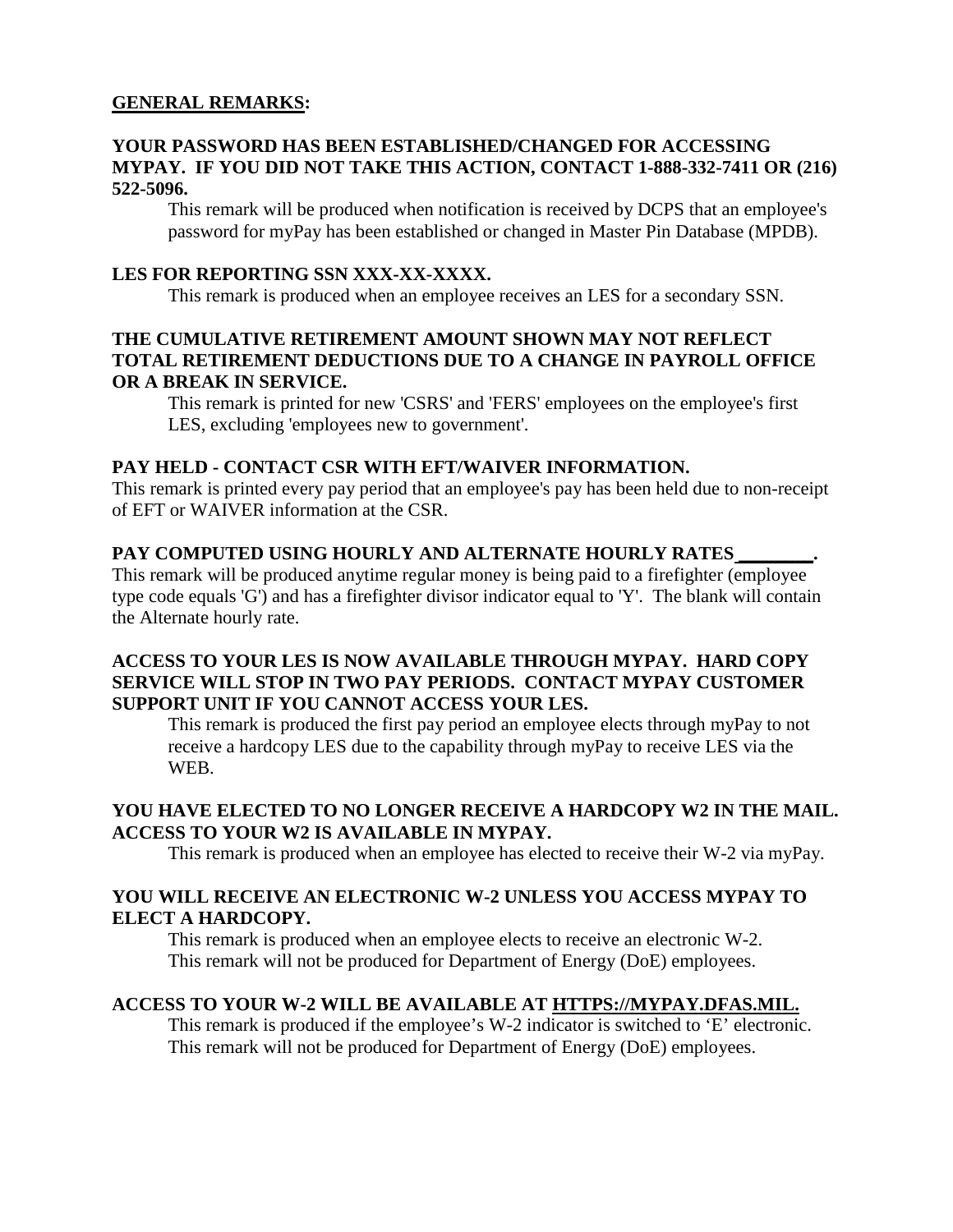**GENERAL REMARKS:**

**YOUR PASSWORD HAS BEEN ESTABLISHED/CHANGED FOR ACCESSING MYPAY. IF YOU DID NOT TAKE THIS ACTION, CONTACT 1-888-332-7411 OR (216) 522-5096.**

This remark will be produced when notification is received by DCPS that an employee's password for myPay has been established or changed in Master Pin Database (MPDB).

**LES FOR REPORTING SSN XXX-XX-XXXX.**

This remark is produced when an employee receives an LES for a secondary SSN.

**THE CUMULATIVE RETIREMENT AMOUNT SHOWN MAY NOT REFLECT TOTAL RETIREMENT DEDUCTIONS DUE TO A CHANGE IN PAYROLL OFFICE OR A BREAK IN SERVICE.**

This remark is printed for new 'CSRS' and 'FERS' employees on the employee's first LES, excluding 'employees new to government'.

**PAY HELD - CONTACT CSR WITH EFT/WAIVER INFORMATION.**

This remark is printed every pay period that an employee's pay has been held due to non-receipt of EFT or WAIVER information at the CSR.

**PAY COMPUTED USING HOURLY AND ALTERNATE HOURLY RATES ________.**

This remark will be produced anytime regular money is being paid to a firefighter (employee type code equals 'G') and has a firefighter divisor indicator equal to 'Y'. The blank will contain the Alternate hourly rate.

**ACCESS TO YOUR LES IS NOW AVAILABLE THROUGH MYPAY. HARD COPY SERVICE WILL STOP IN TWO PAY PERIODS. CONTACT MYPAY CUSTOMER SUPPORT UNIT IF YOU CANNOT ACCESS YOUR LES.**

This remark is produced the first pay period an employee elects through myPay to not receive a hardcopy LES due to the capability through myPay to receive LES via the WEB.

**YOU HAVE ELECTED TO NO LONGER RECEIVE A HARDCOPY W2 IN THE MAIL. ACCESS TO YOUR W2 IS AVAILABLE IN MYPAY.**

This remark is produced when an employee has elected to receive their W-2 via myPay.

**YOU WILL RECEIVE AN ELECTRONIC W-2 UNLESS YOU ACCESS MYPAY TO ELECT A HARDCOPY.**

This remark is produced when an employee elects to receive an electronic W-2. This remark will not be produced for Department of Energy (DoE) employees.

**ACCESS TO YOUR W-2 WILL BE AVAILABLE AT HTTPS://MYPAY.DFAS.MIL.**

This remark is produced if the employee's W-2 indicator is switched to 'E' electronic. This remark will not be produced for Department of Energy (DoE) employees.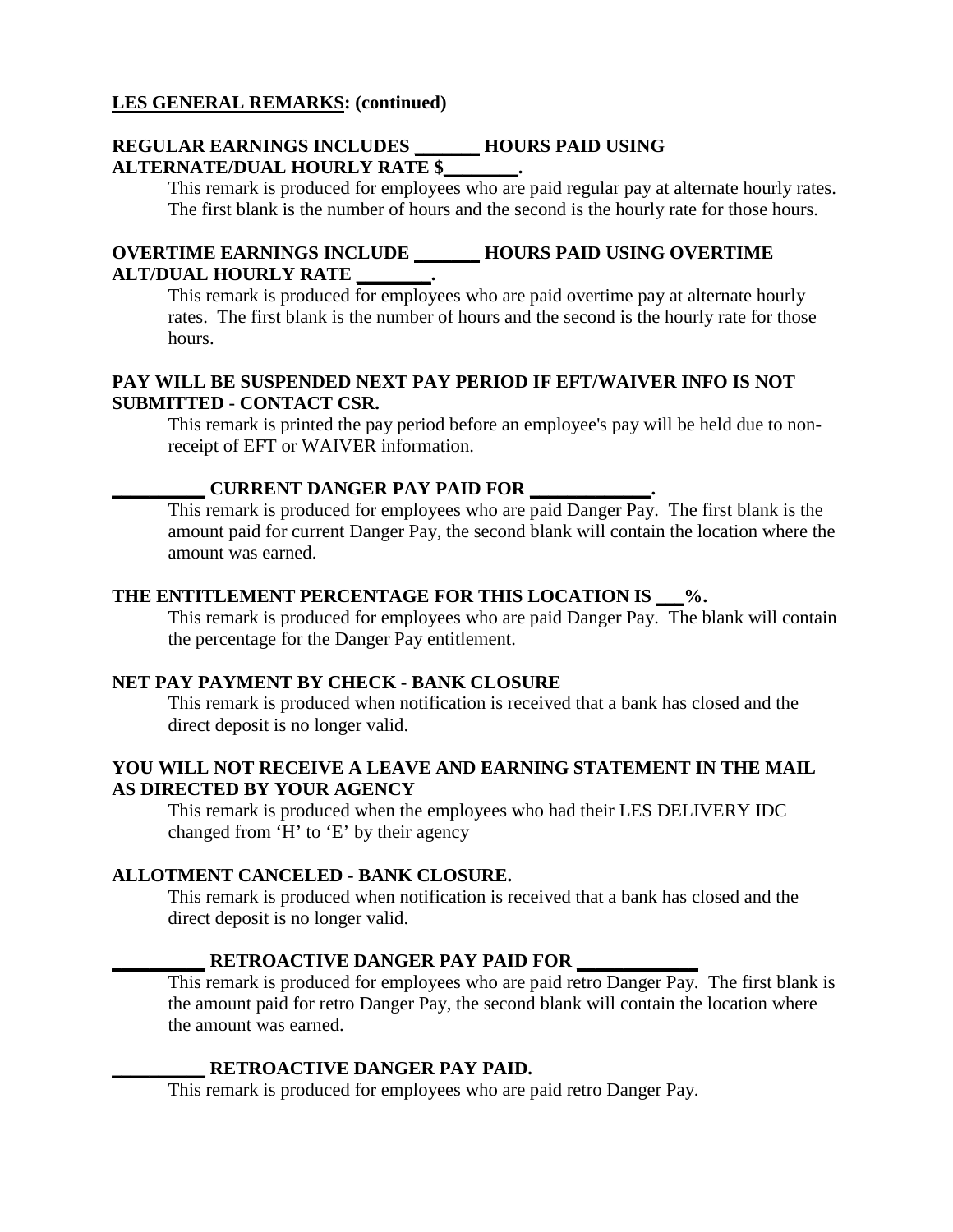**LES GENERAL REMARKS: (continued)**

**REGULAR EARNINGS INCLUDES _______ HOURS PAID USING ALTERNATE/DUAL HOURLY RATE $________.**

This remark is produced for employees who are paid regular pay at alternate hourly rates. The first blank is the number of hours and the second is the hourly rate for those hours.

**OVERTIME EARNINGS INCLUDE _______ HOURS PAID USING OVERTIME ALT/DUAL HOURLY RATE ________.**

This remark is produced for employees who are paid overtime pay at alternate hourly rates. The first blank is the number of hours and the second is the hourly rate for those hours.

**PAY WILL BE SUSPENDED NEXT PAY PERIOD IF EFT/WAIVER INFO IS NOT SUBMITTED - CONTACT CSR.**

This remark is printed the pay period before an employee's pay will be held due to non-receipt of EFT or WAIVER information.

**__________ CURRENT DANGER PAY PAID FOR _____________.**

This remark is produced for employees who are paid Danger Pay. The first blank is the amount paid for current Danger Pay, the second blank will contain the location where the amount was earned.

**THE ENTITLEMENT PERCENTAGE FOR THIS LOCATION IS ___%.**

This remark is produced for employees who are paid Danger Pay. The blank will contain the percentage for the Danger Pay entitlement.

**NET PAY PAYMENT BY CHECK - BANK CLOSURE**

This remark is produced when notification is received that a bank has closed and the direct deposit is no longer valid.

**YOU WILL NOT RECEIVE A LEAVE AND EARNING STATEMENT IN THE MAIL AS DIRECTED BY YOUR AGENCY**

This remark is produced when the employees who had their LES DELIVERY IDC changed from 'H' to 'E' by their agency

**ALLOTMENT CANCELED - BANK CLOSURE.**

This remark is produced when notification is received that a bank has closed and the direct deposit is no longer valid.

**__________ RETROACTIVE DANGER PAY PAID FOR _____________**

This remark is produced for employees who are paid retro Danger Pay. The first blank is the amount paid for retro Danger Pay, the second blank will contain the location where the amount was earned.

**__________ RETROACTIVE DANGER PAY PAID.**

This remark is produced for employees who are paid retro Danger Pay.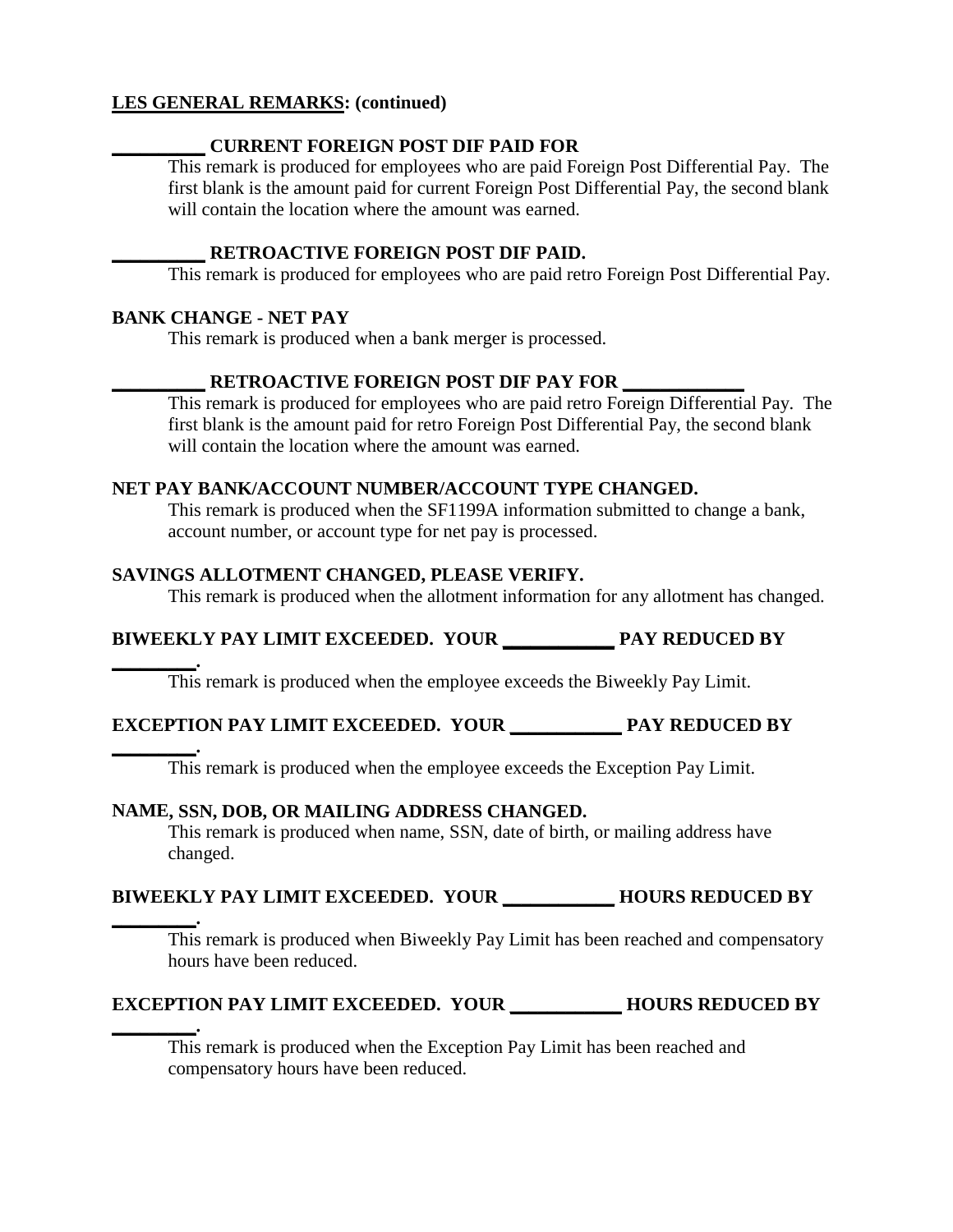**LES GENERAL REMARKS: (continued)**

**__________ CURRENT FOREIGN POST DIF PAID FOR**

This remark is produced for employees who are paid Foreign Post Differential Pay. The first blank is the amount paid for current Foreign Post Differential Pay, the second blank will contain the location where the amount was earned.

**__________ RETROACTIVE FOREIGN POST DIF PAID.**

This remark is produced for employees who are paid retro Foreign Post Differential Pay.

**BANK CHANGE - NET PAY**

This remark is produced when a bank merger is processed.

**__________ RETROACTIVE FOREIGN POST DIF PAY FOR ____________**

This remark is produced for employees who are paid retro Foreign Differential Pay. The first blank is the amount paid for retro Foreign Post Differential Pay, the second blank will contain the location where the amount was earned.

**NET PAY BANK/ACCOUNT NUMBER/ACCOUNT TYPE CHANGED.**

This remark is produced when the SF1199A information submitted to change a bank, account number, or account type for net pay is processed.

**SAVINGS ALLOTMENT CHANGED, PLEASE VERIFY.**

This remark is produced when the allotment information for any allotment has changed.

**BIWEEKLY PAY LIMIT EXCEEDED. YOUR ____________ PAY REDUCED BY _________.**

This remark is produced when the employee exceeds the Biweekly Pay Limit.

**EXCEPTION PAY LIMIT EXCEEDED. YOUR ____________ PAY REDUCED BY _________.**

This remark is produced when the employee exceeds the Exception Pay Limit.

**NAME, SSN, DOB, OR MAILING ADDRESS CHANGED.**

This remark is produced when name, SSN, date of birth, or mailing address have changed.

**BIWEEKLY PAY LIMIT EXCEEDED. YOUR ____________ HOURS REDUCED BY _________.**

This remark is produced when Biweekly Pay Limit has been reached and compensatory hours have been reduced.

**EXCEPTION PAY LIMIT EXCEEDED. YOUR ____________ HOURS REDUCED BY _________.**

This remark is produced when the Exception Pay Limit has been reached and compensatory hours have been reduced.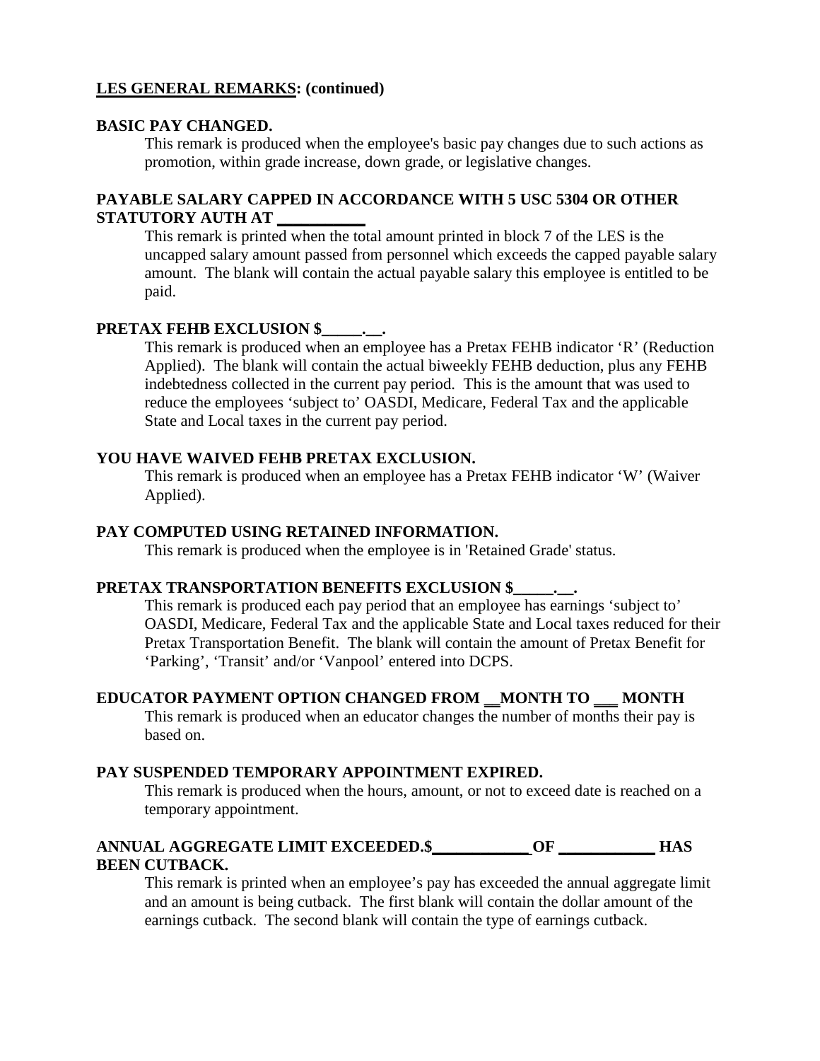**LES GENERAL REMARKS: (continued)**

**BASIC PAY CHANGED.**

This remark is produced when the employee's basic pay changes due to such actions as promotion, within grade increase, down grade, or legislative changes.

**PAYABLE SALARY CAPPED IN ACCORDANCE WITH 5 USC 5304 OR OTHER STATUTORY AUTH AT __________**

This remark is printed when the total amount printed in block 7 of the LES is the uncapped salary amount passed from personnel which exceeds the capped payable salary amount. The blank will contain the actual payable salary this employee is entitled to be paid.

**PRETAX FEHB EXCLUSION $_____.__.**

This remark is produced when an employee has a Pretax FEHB indicator 'R' (Reduction Applied). The blank will contain the actual biweekly FEHB deduction, plus any FEHB indebtedness collected in the current pay period. This is the amount that was used to reduce the employees 'subject to' OASDI, Medicare, Federal Tax and the applicable State and Local taxes in the current pay period.

**YOU HAVE WAIVED FEHB PRETAX EXCLUSION.**

This remark is produced when an employee has a Pretax FEHB indicator 'W' (Waiver Applied).

**PAY COMPUTED USING RETAINED INFORMATION.**

This remark is produced when the employee is in 'Retained Grade' status.

**PRETAX TRANSPORTATION BENEFITS EXCLUSION $_____.__.**

This remark is produced each pay period that an employee has earnings 'subject to' OASDI, Medicare, Federal Tax and the applicable State and Local taxes reduced for their Pretax Transportation Benefit. The blank will contain the amount of Pretax Benefit for 'Parking', 'Transit' and/or 'Vanpool' entered into DCPS.

**EDUCATOR PAYMENT OPTION CHANGED FROM __MONTH TO ___ MONTH**

This remark is produced when an educator changes the number of months their pay is based on.

**PAY SUSPENDED TEMPORARY APPOINTMENT EXPIRED.**

This remark is produced when the hours, amount, or not to exceed date is reached on a temporary appointment.

**ANNUAL AGGREGATE LIMIT EXCEEDED.$___________ OF ___________ HAS BEEN CUTBACK.**

This remark is printed when an employee's pay has exceeded the annual aggregate limit and an amount is being cutback. The first blank will contain the dollar amount of the earnings cutback. The second blank will contain the type of earnings cutback.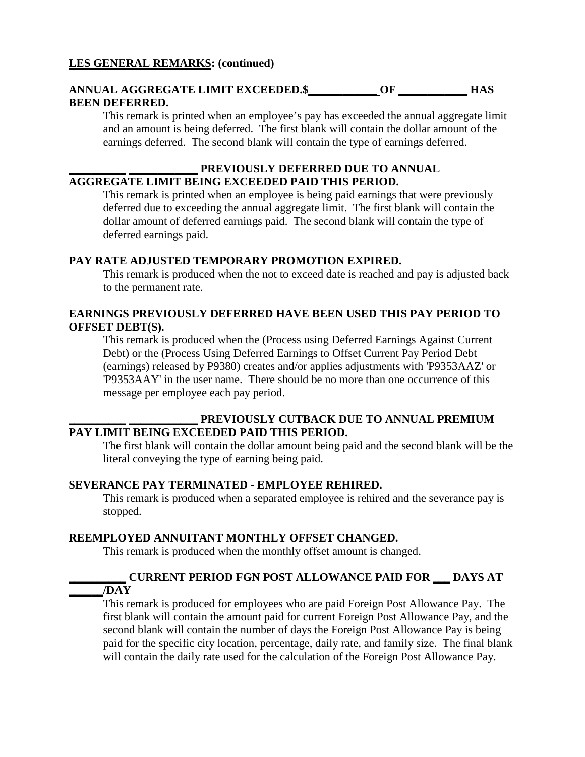**LES GENERAL REMARKS: (continued)**

**ANNUAL AGGREGATE LIMIT EXCEEDED.$____________ OF ____________ HAS BEEN DEFERRED.**

This remark is printed when an employee's pay has exceeded the annual aggregate limit and an amount is being deferred. The first blank will contain the dollar amount of the earnings deferred. The second blank will contain the type of earnings deferred.

**__________ ____________ PREVIOUSLY DEFERRED DUE TO ANNUAL AGGREGATE LIMIT BEING EXCEEDED PAID THIS PERIOD.**

This remark is printed when an employee is being paid earnings that were previously deferred due to exceeding the annual aggregate limit. The first blank will contain the dollar amount of deferred earnings paid. The second blank will contain the type of deferred earnings paid.

**PAY RATE ADJUSTED TEMPORARY PROMOTION EXPIRED.**

This remark is produced when the not to exceed date is reached and pay is adjusted back to the permanent rate.

**EARNINGS PREVIOUSLY DEFERRED HAVE BEEN USED THIS PAY PERIOD TO OFFSET DEBT(S).**

This remark is produced when the (Process using Deferred Earnings Against Current Debt) or the (Process Using Deferred Earnings to Offset Current Pay Period Debt (earnings) released by P9380) creates and/or applies adjustments with 'P9353AAZ' or 'P9353AAY' in the user name. There should be no more than one occurrence of this message per employee each pay period.

**__________ ____________ PREVIOUSLY CUTBACK DUE TO ANNUAL PREMIUM PAY LIMIT BEING EXCEEDED PAID THIS PERIOD.**

The first blank will contain the dollar amount being paid and the second blank will be the literal conveying the type of earning being paid.

**SEVERANCE PAY TERMINATED - EMPLOYEE REHIRED.**

This remark is produced when a separated employee is rehired and the severance pay is stopped.

**REEMPLOYED ANNUITANT MONTHLY OFFSET CHANGED.**

This remark is produced when the monthly offset amount is changed.

**__________ CURRENT PERIOD FGN POST ALLOWANCE PAID FOR ___ DAYS AT ______/DAY**

This remark is produced for employees who are paid Foreign Post Allowance Pay. The first blank will contain the amount paid for current Foreign Post Allowance Pay, and the second blank will contain the number of days the Foreign Post Allowance Pay is being paid for the specific city location, percentage, daily rate, and family size. The final blank will contain the daily rate used for the calculation of the Foreign Post Allowance Pay.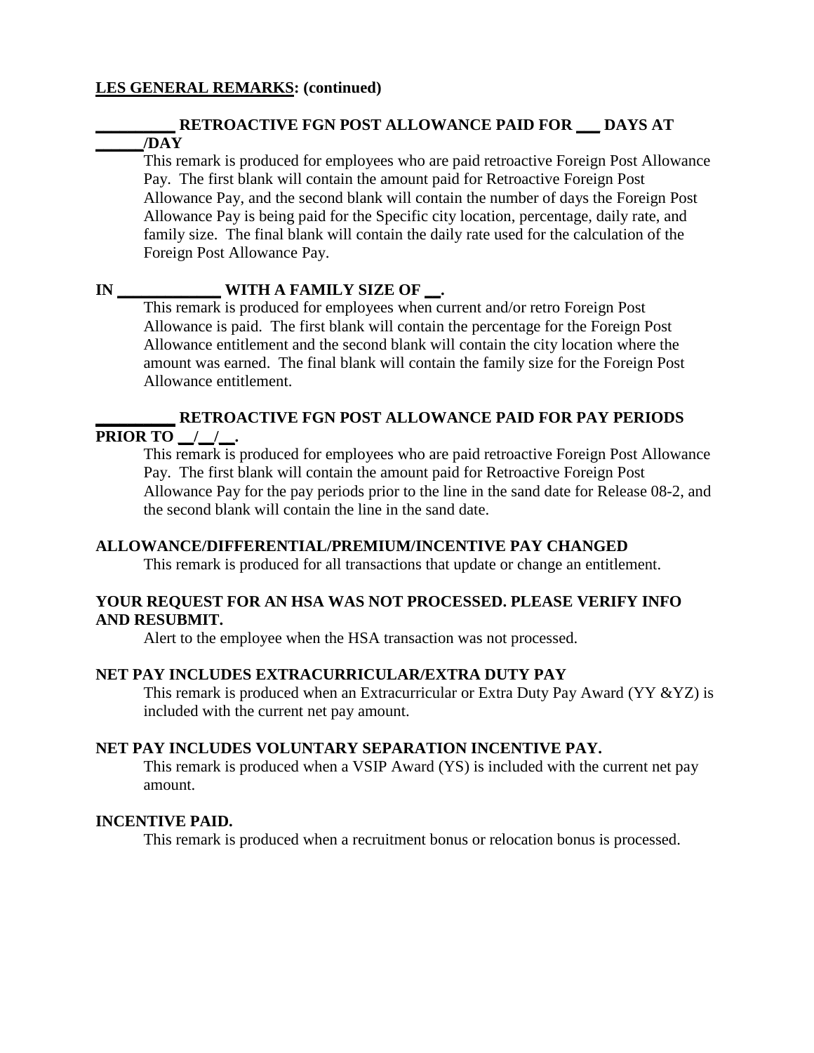**<u>LES GENERAL REMARKS</u>: (continued)**

**__________ RETROACTIVE FGN POST ALLOWANCE PAID FOR ___ DAYS AT ______/DAY**

This remark is produced for employees who are paid retroactive Foreign Post Allowance Pay. The first blank will contain the amount paid for Retroactive Foreign Post Allowance Pay, and the second blank will contain the number of days the Foreign Post Allowance Pay is being paid for the Specific city location, percentage, daily rate, and family size. The final blank will contain the daily rate used for the calculation of the Foreign Post Allowance Pay.

**IN _____________ WITH A FAMILY SIZE OF __.**

This remark is produced for employees when current and/or retro Foreign Post Allowance is paid. The first blank will contain the percentage for the Foreign Post Allowance entitlement and the second blank will contain the city location where the amount was earned. The final blank will contain the family size for the Foreign Post Allowance entitlement.

**__________ RETROACTIVE FGN POST ALLOWANCE PAID FOR PAY PERIODS PRIOR TO __/__/__.**

This remark is produced for employees who are paid retroactive Foreign Post Allowance Pay. The first blank will contain the amount paid for Retroactive Foreign Post Allowance Pay for the pay periods prior to the line in the sand date for Release 08-2, and the second blank will contain the line in the sand date.

**ALLOWANCE/DIFFERENTIAL/PREMIUM/INCENTIVE PAY CHANGED**

This remark is produced for all transactions that update or change an entitlement.

**YOUR REQUEST FOR AN HSA WAS NOT PROCESSED. PLEASE VERIFY INFO AND RESUBMIT.**

Alert to the employee when the HSA transaction was not processed.

**NET PAY INCLUDES EXTRACURRICULAR/EXTRA DUTY PAY**

This remark is produced when an Extracurricular or Extra Duty Pay Award (YY &YZ) is included with the current net pay amount.

**NET PAY INCLUDES VOLUNTARY SEPARATION INCENTIVE PAY.**

This remark is produced when a VSIP Award (YS) is included with the current net pay amount.

**INCENTIVE PAID.**

This remark is produced when a recruitment bonus or relocation bonus is processed.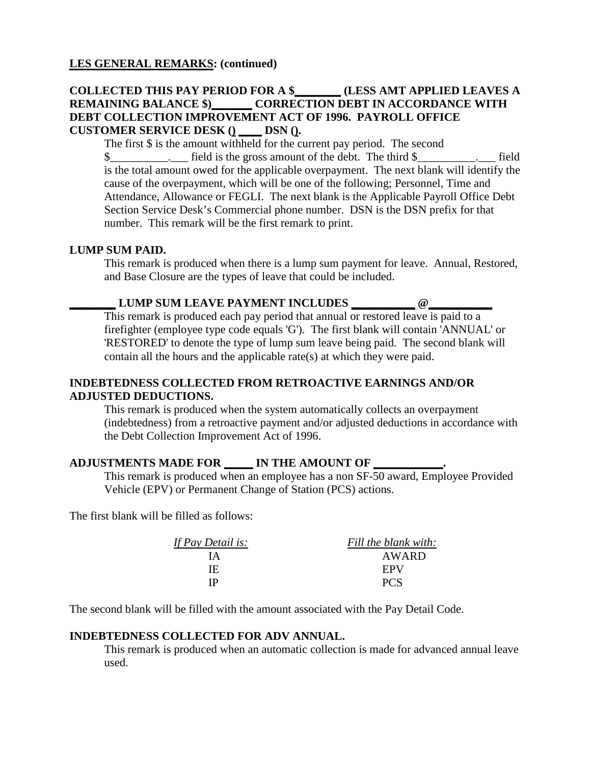**LES GENERAL REMARKS: (continued)**

**COLLECTED THIS PAY PERIOD FOR A $________ (LESS AMT APPLIED LEAVES A REMAINING BALANCE $)_______ CORRECTION DEBT IN ACCORDANCE WITH DEBT COLLECTION IMPROVEMENT ACT OF 1996. PAYROLL OFFICE CUSTOMER SERVICE DESK () ____ DSN ().**

The first $ is the amount withheld for the current pay period. The second $__________.___ field is the gross amount of the debt. The third $__________.___ field is the total amount owed for the applicable overpayment. The next blank will identify the cause of the overpayment, which will be one of the following; Personnel, Time and Attendance, Allowance or FEGLI. The next blank is the Applicable Payroll Office Debt Section Service Desk's Commercial phone number. DSN is the DSN prefix for that number. This remark will be the first remark to print.

**LUMP SUM PAID.**

This remark is produced when there is a lump sum payment for leave. Annual, Restored, and Base Closure are the types of leave that could be included.

**________ LUMP SUM LEAVE PAYMENT INCLUDES __________ @__________**

This remark is produced each pay period that annual or restored leave is paid to a firefighter (employee type code equals 'G'). The first blank will contain 'ANNUAL' or 'RESTORED' to denote the type of lump sum leave being paid. The second blank will contain all the hours and the applicable rate(s) at which they were paid.

**INDEBTEDNESS COLLECTED FROM RETROACTIVE EARNINGS AND/OR ADJUSTED DEDUCTIONS.**

This remark is produced when the system automatically collects an overpayment (indebtedness) from a retroactive payment and/or adjusted deductions in accordance with the Debt Collection Improvement Act of 1996.

**ADJUSTMENTS MADE FOR _____ IN THE AMOUNT OF ___________.**

This remark is produced when an employee has a non SF-50 award, Employee Provided Vehicle (EPV) or Permanent Change of Station (PCS) actions.

The first blank will be filled as follows:

| *If Pay Detail is:* | *Fill the blank with:* |
|---|---|
| IA | AWARD |
| IE | EPV |
| IP | PCS |

The second blank will be filled with the amount associated with the Pay Detail Code.

**INDEBTEDNESS COLLECTED FOR ADV ANNUAL.**

This remark is produced when an automatic collection is made for advanced annual leave used.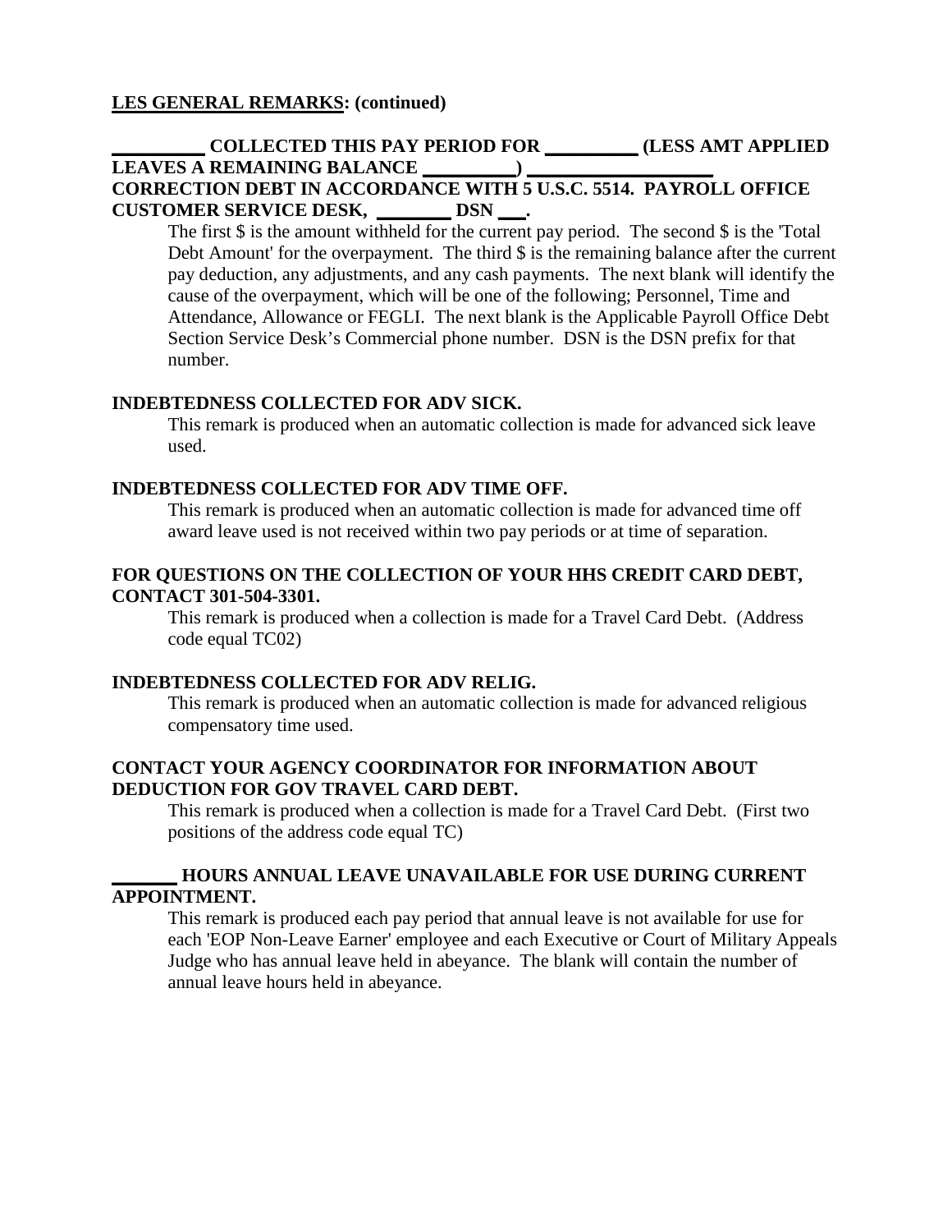**LES GENERAL REMARKS: (continued)**

**_________ COLLECTED THIS PAY PERIOD FOR _________ (LESS AMT APPLIED LEAVES A REMAINING BALANCE _________) ___________________ CORRECTION DEBT IN ACCORDANCE WITH 5 U.S.C. 5514. PAYROLL OFFICE CUSTOMER SERVICE DESK, _______ DSN ___.**

The first $ is the amount withheld for the current pay period. The second $ is the 'Total Debt Amount' for the overpayment. The third $ is the remaining balance after the current pay deduction, any adjustments, and any cash payments. The next blank will identify the cause of the overpayment, which will be one of the following; Personnel, Time and Attendance, Allowance or FEGLI. The next blank is the Applicable Payroll Office Debt Section Service Desk's Commercial phone number. DSN is the DSN prefix for that number.

**INDEBTEDNESS COLLECTED FOR ADV SICK.**

This remark is produced when an automatic collection is made for advanced sick leave used.

**INDEBTEDNESS COLLECTED FOR ADV TIME OFF.**

This remark is produced when an automatic collection is made for advanced time off award leave used is not received within two pay periods or at time of separation.

**FOR QUESTIONS ON THE COLLECTION OF YOUR HHS CREDIT CARD DEBT, CONTACT 301-504-3301.**

This remark is produced when a collection is made for a Travel Card Debt. (Address code equal TC02)

**INDEBTEDNESS COLLECTED FOR ADV RELIG.**

This remark is produced when an automatic collection is made for advanced religious compensatory time used.

**CONTACT YOUR AGENCY COORDINATOR FOR INFORMATION ABOUT DEDUCTION FOR GOV TRAVEL CARD DEBT.**

This remark is produced when a collection is made for a Travel Card Debt. (First two positions of the address code equal TC)

**_______ HOURS ANNUAL LEAVE UNAVAILABLE FOR USE DURING CURRENT APPOINTMENT.**

This remark is produced each pay period that annual leave is not available for use for each 'EOP Non-Leave Earner' employee and each Executive or Court of Military Appeals Judge who has annual leave held in abeyance. The blank will contain the number of annual leave hours held in abeyance.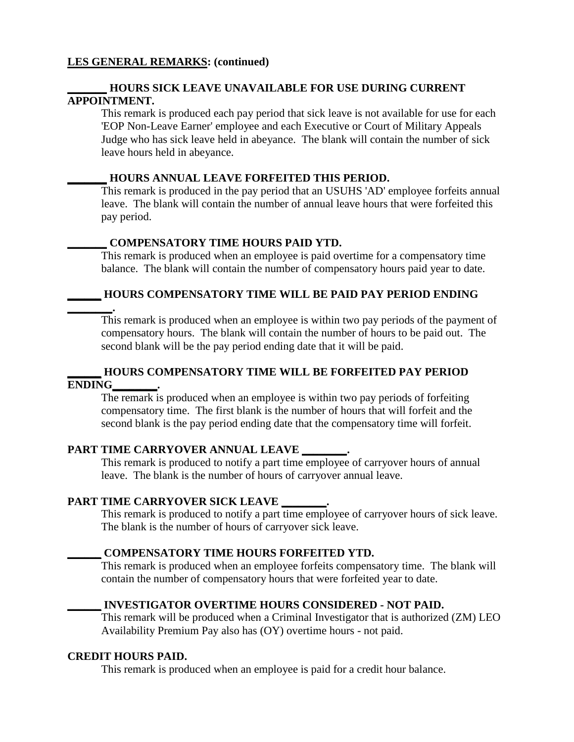**LES GENERAL REMARKS: (continued)**

**_______ HOURS SICK LEAVE UNAVAILABLE FOR USE DURING CURRENT APPOINTMENT.**

This remark is produced each pay period that sick leave is not available for use for each 'EOP Non-Leave Earner' employee and each Executive or Court of Military Appeals Judge who has sick leave held in abeyance. The blank will contain the number of sick leave hours held in abeyance.

**_______ HOURS ANNUAL LEAVE FORFEITED THIS PERIOD.**

This remark is produced in the pay period that an USUHS 'AD' employee forfeits annual leave. The blank will contain the number of annual leave hours that were forfeited this pay period.

**_______ COMPENSATORY TIME HOURS PAID YTD.**

This remark is produced when an employee is paid overtime for a compensatory time balance. The blank will contain the number of compensatory hours paid year to date.

**______ HOURS COMPENSATORY TIME WILL BE PAID PAY PERIOD ENDING ________.**

This remark is produced when an employee is within two pay periods of the payment of compensatory hours. The blank will contain the number of hours to be paid out. The second blank will be the pay period ending date that it will be paid.

**______ HOURS COMPENSATORY TIME WILL BE FORFEITED PAY PERIOD ENDING________.**

The remark is produced when an employee is within two pay periods of forfeiting compensatory time. The first blank is the number of hours that will forfeit and the second blank is the pay period ending date that the compensatory time will forfeit.

**PART TIME CARRYOVER ANNUAL LEAVE ________.**

This remark is produced to notify a part time employee of carryover hours of annual leave. The blank is the number of hours of carryover annual leave.

**PART TIME CARRYOVER SICK LEAVE ________.**

This remark is produced to notify a part time employee of carryover hours of sick leave. The blank is the number of hours of carryover sick leave.

**______ COMPENSATORY TIME HOURS FORFEITED YTD.**

This remark is produced when an employee forfeits compensatory time. The blank will contain the number of compensatory hours that were forfeited year to date.

**______ INVESTIGATOR OVERTIME HOURS CONSIDERED - NOT PAID.**

This remark will be produced when a Criminal Investigator that is authorized (ZM) LEO Availability Premium Pay also has (OY) overtime hours - not paid.

**CREDIT HOURS PAID.**

This remark is produced when an employee is paid for a credit hour balance.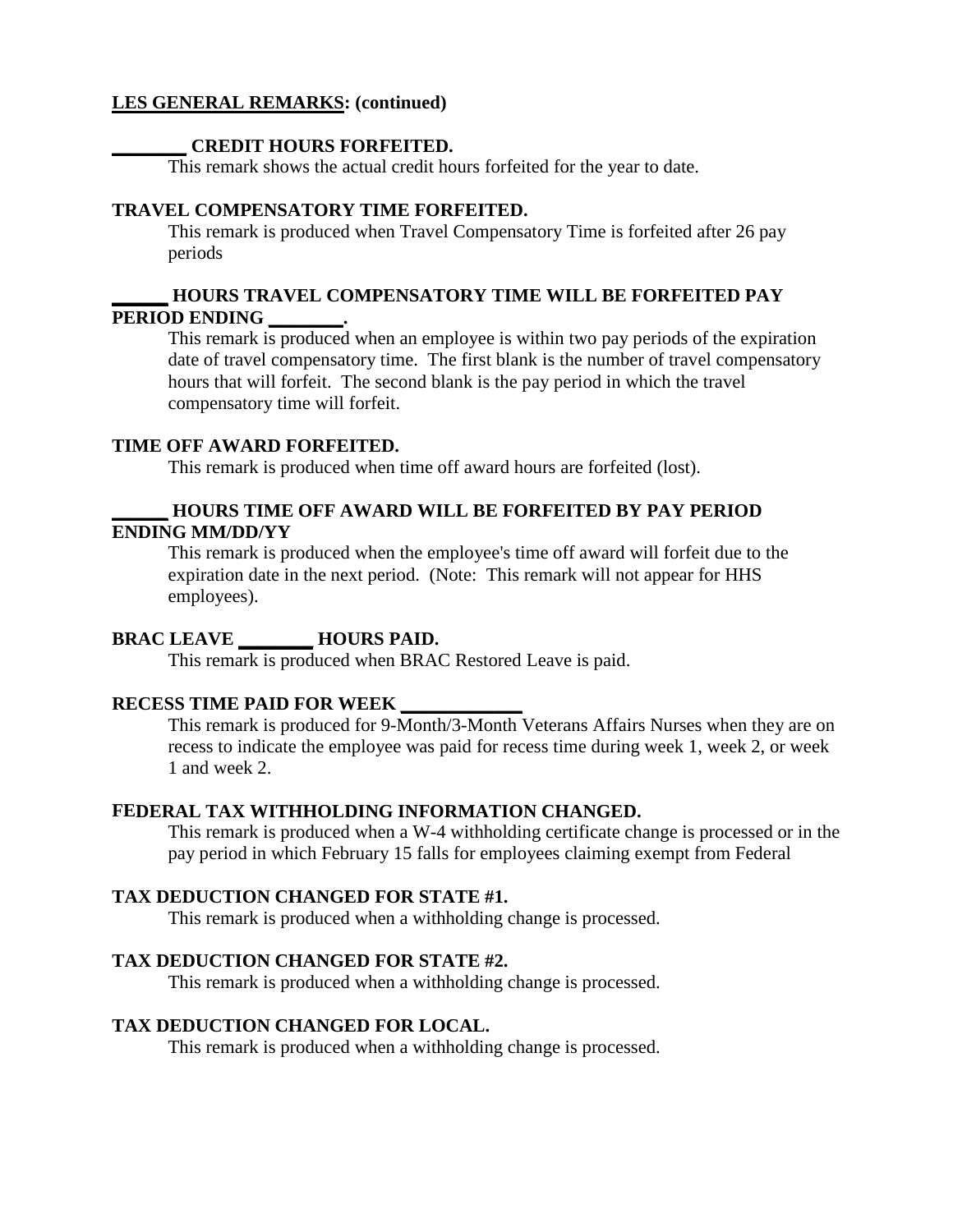**LES GENERAL REMARKS: (continued)**

**________ CREDIT HOURS FORFEITED.**

This remark shows the actual credit hours forfeited for the year to date.

**TRAVEL COMPENSATORY TIME FORFEITED.**

This remark is produced when Travel Compensatory Time is forfeited after 26 pay periods

**______ HOURS TRAVEL COMPENSATORY TIME WILL BE FORFEITED PAY PERIOD ENDING ________.**

This remark is produced when an employee is within two pay periods of the expiration date of travel compensatory time. The first blank is the number of travel compensatory hours that will forfeit. The second blank is the pay period in which the travel compensatory time will forfeit.

**TIME OFF AWARD FORFEITED.**

This remark is produced when time off award hours are forfeited (lost).

**______ HOURS TIME OFF AWARD WILL BE FORFEITED BY PAY PERIOD ENDING MM/DD/YY**

This remark is produced when the employee's time off award will forfeit due to the expiration date in the next period. (Note: This remark will not appear for HHS employees).

**BRAC LEAVE ________ HOURS PAID.**

This remark is produced when BRAC Restored Leave is paid.

**RECESS TIME PAID FOR WEEK ____________**

This remark is produced for 9-Month/3-Month Veterans Affairs Nurses when they are on recess to indicate the employee was paid for recess time during week 1, week 2, or week 1 and week 2.

**FEDERAL TAX WITHHOLDING INFORMATION CHANGED.**

This remark is produced when a W-4 withholding certificate change is processed or in the pay period in which February 15 falls for employees claiming exempt from Federal

**TAX DEDUCTION CHANGED FOR STATE #1.**

This remark is produced when a withholding change is processed.

**TAX DEDUCTION CHANGED FOR STATE #2.**

This remark is produced when a withholding change is processed.

**TAX DEDUCTION CHANGED FOR LOCAL.**

This remark is produced when a withholding change is processed.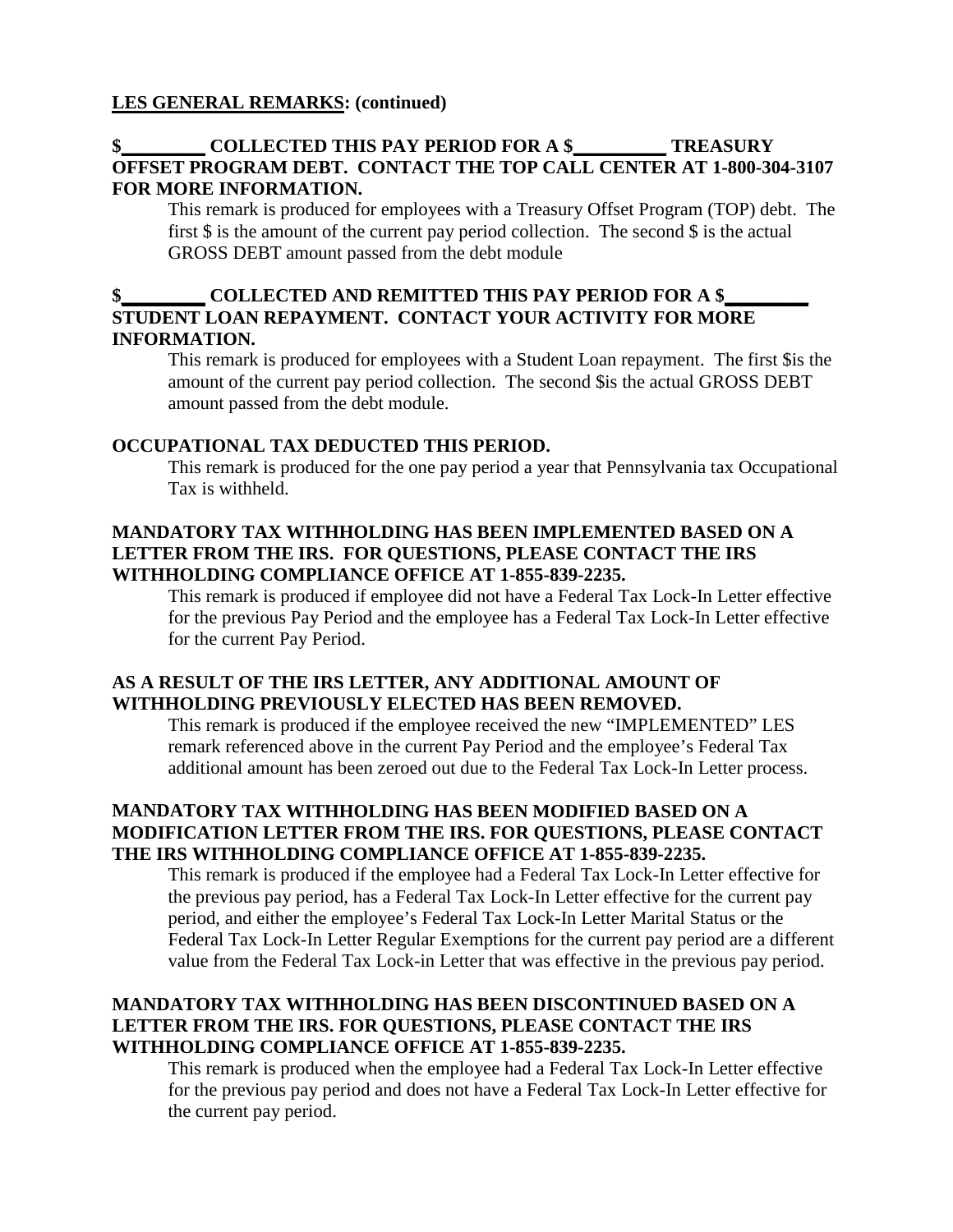**LES GENERAL REMARKS: (continued)**

**$________ COLLECTED THIS PAY PERIOD FOR A $_________ TREASURY OFFSET PROGRAM DEBT. CONTACT THE TOP CALL CENTER AT 1-800-304-3107 FOR MORE INFORMATION.**

This remark is produced for employees with a Treasury Offset Program (TOP) debt. The first $ is the amount of the current pay period collection. The second $ is the actual GROSS DEBT amount passed from the debt module

**$________ COLLECTED AND REMITTED THIS PAY PERIOD FOR A $________ STUDENT LOAN REPAYMENT. CONTACT YOUR ACTIVITY FOR MORE INFORMATION.**

This remark is produced for employees with a Student Loan repayment. The first $is the amount of the current pay period collection. The second $is the actual GROSS DEBT amount passed from the debt module.

**OCCUPATIONAL TAX DEDUCTED THIS PERIOD.**

This remark is produced for the one pay period a year that Pennsylvania tax Occupational Tax is withheld.

**MANDATORY TAX WITHHOLDING HAS BEEN IMPLEMENTED BASED ON A LETTER FROM THE IRS. FOR QUESTIONS, PLEASE CONTACT THE IRS WITHHOLDING COMPLIANCE OFFICE AT 1-855-839-2235.**

This remark is produced if employee did not have a Federal Tax Lock-In Letter effective for the previous Pay Period and the employee has a Federal Tax Lock-In Letter effective for the current Pay Period.

**AS A RESULT OF THE IRS LETTER, ANY ADDITIONAL AMOUNT OF WITHHOLDING PREVIOUSLY ELECTED HAS BEEN REMOVED.**

This remark is produced if the employee received the new "IMPLEMENTED" LES remark referenced above in the current Pay Period and the employee's Federal Tax additional amount has been zeroed out due to the Federal Tax Lock-In Letter process.

**MANDATORY TAX WITHHOLDING HAS BEEN MODIFIED BASED ON A MODIFICATION LETTER FROM THE IRS. FOR QUESTIONS, PLEASE CONTACT THE IRS WITHHOLDING COMPLIANCE OFFICE AT 1-855-839-2235.**

This remark is produced if the employee had a Federal Tax Lock-In Letter effective for the previous pay period, has a Federal Tax Lock-In Letter effective for the current pay period, and either the employee's Federal Tax Lock-In Letter Marital Status or the Federal Tax Lock-In Letter Regular Exemptions for the current pay period are a different value from the Federal Tax Lock-in Letter that was effective in the previous pay period.

**MANDATORY TAX WITHHOLDING HAS BEEN DISCONTINUED BASED ON A LETTER FROM THE IRS. FOR QUESTIONS, PLEASE CONTACT THE IRS WITHHOLDING COMPLIANCE OFFICE AT 1-855-839-2235.**

This remark is produced when the employee had a Federal Tax Lock-In Letter effective for the previous pay period and does not have a Federal Tax Lock-In Letter effective for the current pay period.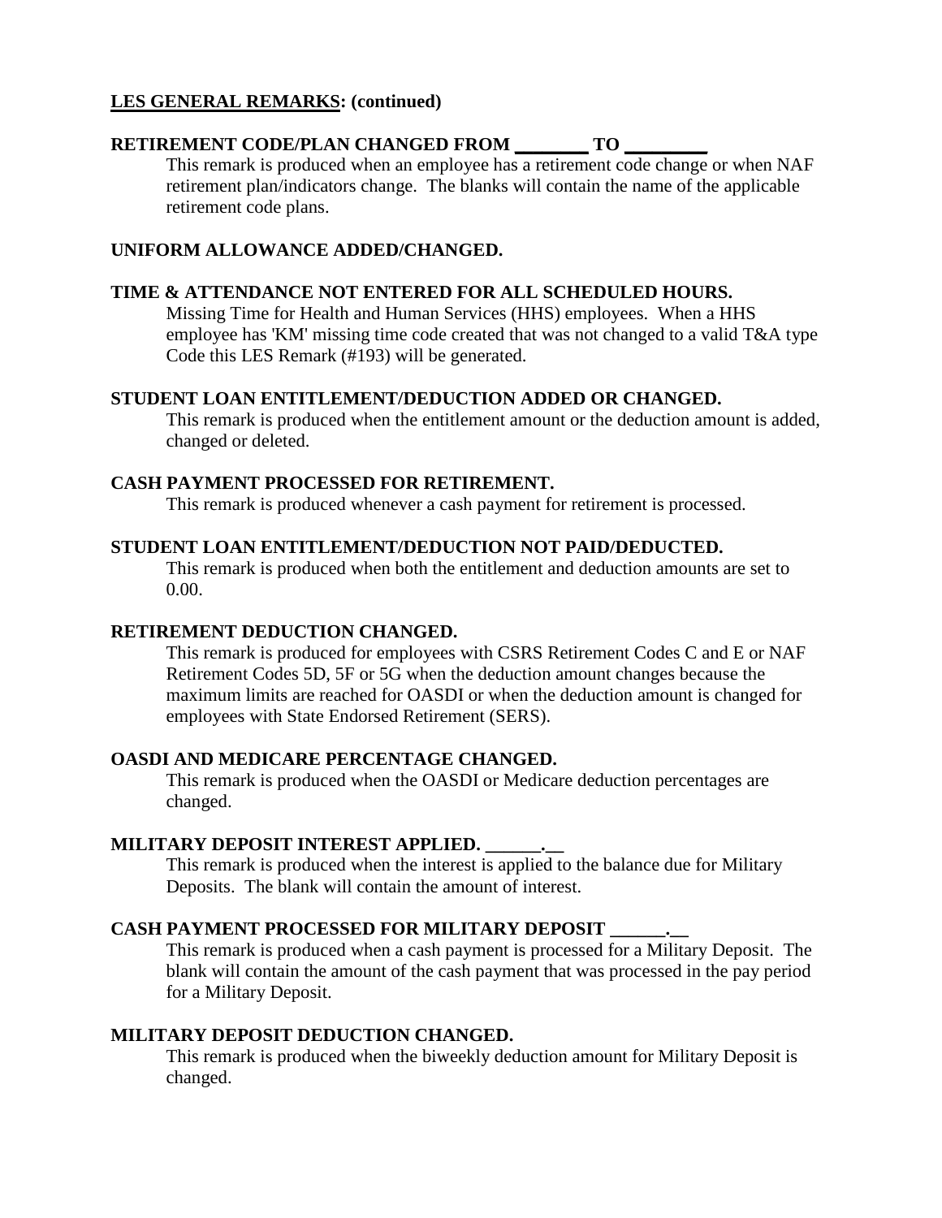**LES GENERAL REMARKS: (continued)**

**RETIREMENT CODE/PLAN CHANGED FROM ________ TO _________**

This remark is produced when an employee has a retirement code change or when NAF retirement plan/indicators change. The blanks will contain the name of the applicable retirement code plans.

**UNIFORM ALLOWANCE ADDED/CHANGED.**

**TIME & ATTENDANCE NOT ENTERED FOR ALL SCHEDULED HOURS.**

Missing Time for Health and Human Services (HHS) employees. When a HHS employee has 'KM' missing time code created that was not changed to a valid T&A type Code this LES Remark (#193) will be generated.

**STUDENT LOAN ENTITLEMENT/DEDUCTION ADDED OR CHANGED.**

This remark is produced when the entitlement amount or the deduction amount is added, changed or deleted.

**CASH PAYMENT PROCESSED FOR RETIREMENT.**

This remark is produced whenever a cash payment for retirement is processed.

**STUDENT LOAN ENTITLEMENT/DEDUCTION NOT PAID/DEDUCTED.**

This remark is produced when both the entitlement and deduction amounts are set to 0.00.

**RETIREMENT DEDUCTION CHANGED.**

This remark is produced for employees with CSRS Retirement Codes C and E or NAF Retirement Codes 5D, 5F or 5G when the deduction amount changes because the maximum limits are reached for OASDI or when the deduction amount is changed for employees with State Endorsed Retirement (SERS).

**OASDI AND MEDICARE PERCENTAGE CHANGED.**

This remark is produced when the OASDI or Medicare deduction percentages are changed.

**MILITARY DEPOSIT INTEREST APPLIED. ______.__**

This remark is produced when the interest is applied to the balance due for Military Deposits. The blank will contain the amount of interest.

**CASH PAYMENT PROCESSED FOR MILITARY DEPOSIT ______.__**

This remark is produced when a cash payment is processed for a Military Deposit. The blank will contain the amount of the cash payment that was processed in the pay period for a Military Deposit.

**MILITARY DEPOSIT DEDUCTION CHANGED.**

This remark is produced when the biweekly deduction amount for Military Deposit is changed.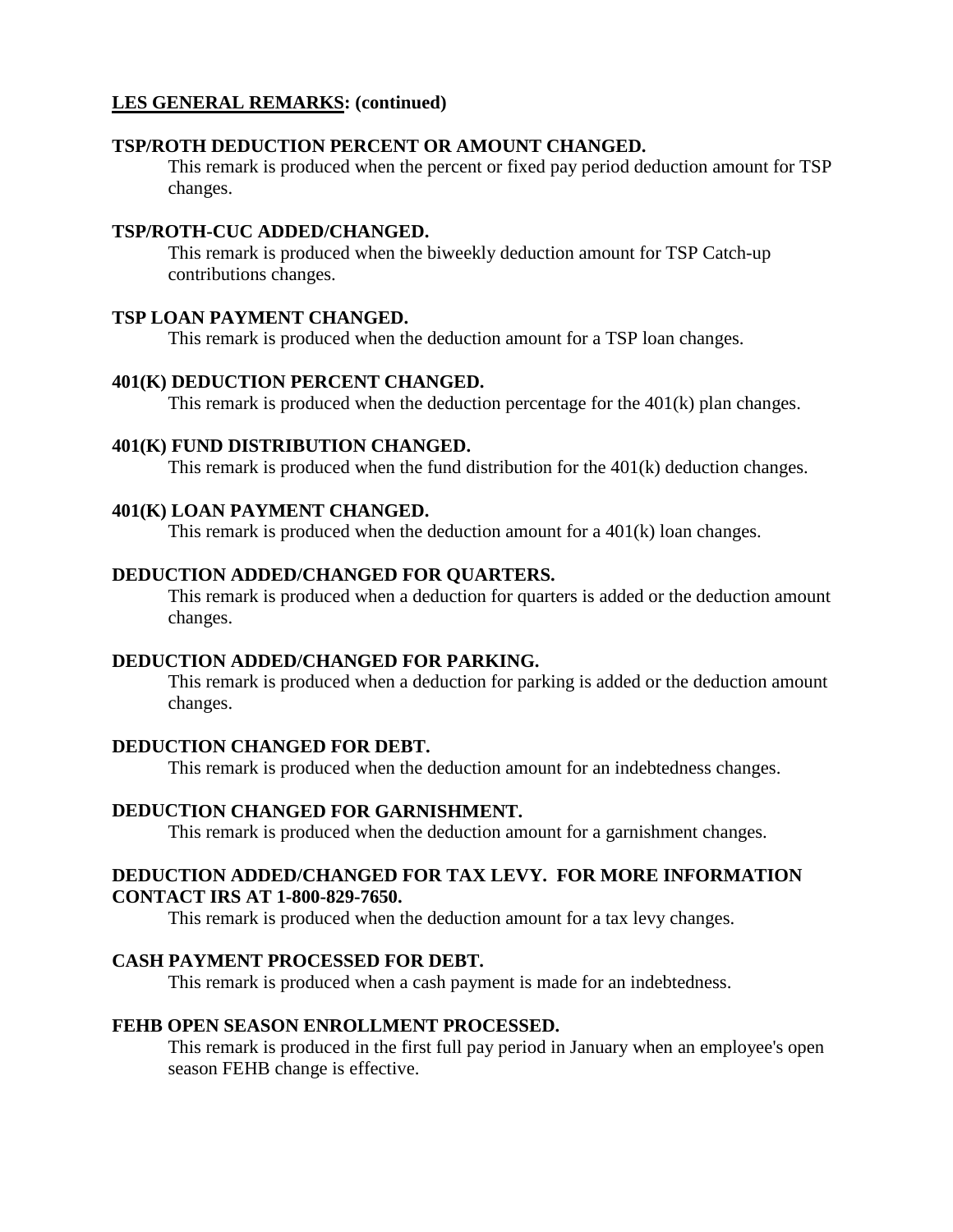**LES GENERAL REMARKS: (continued)**

**TSP/ROTH DEDUCTION PERCENT OR AMOUNT CHANGED.**

This remark is produced when the percent or fixed pay period deduction amount for TSP changes.

**TSP/ROTH-CUC ADDED/CHANGED.**

This remark is produced when the biweekly deduction amount for TSP Catch-up contributions changes.

**TSP LOAN PAYMENT CHANGED.**

This remark is produced when the deduction amount for a TSP loan changes.

**401(K) DEDUCTION PERCENT CHANGED.**

This remark is produced when the deduction percentage for the 401(k) plan changes.

**401(K) FUND DISTRIBUTION CHANGED.**

This remark is produced when the fund distribution for the 401(k) deduction changes.

**401(K) LOAN PAYMENT CHANGED.**

This remark is produced when the deduction amount for a 401(k) loan changes.

**DEDUCTION ADDED/CHANGED FOR QUARTERS.**

This remark is produced when a deduction for quarters is added or the deduction amount changes.

**DEDUCTION ADDED/CHANGED FOR PARKING.**

This remark is produced when a deduction for parking is added or the deduction amount changes.

**DEDUCTION CHANGED FOR DEBT.**

This remark is produced when the deduction amount for an indebtedness changes.

**DEDUCTION CHANGED FOR GARNISHMENT.**

This remark is produced when the deduction amount for a garnishment changes.

**DEDUCTION ADDED/CHANGED FOR TAX LEVY. FOR MORE INFORMATION CONTACT IRS AT 1-800-829-7650.**

This remark is produced when the deduction amount for a tax levy changes.

**CASH PAYMENT PROCESSED FOR DEBT.**

This remark is produced when a cash payment is made for an indebtedness.

**FEHB OPEN SEASON ENROLLMENT PROCESSED.**

This remark is produced in the first full pay period in January when an employee's open season FEHB change is effective.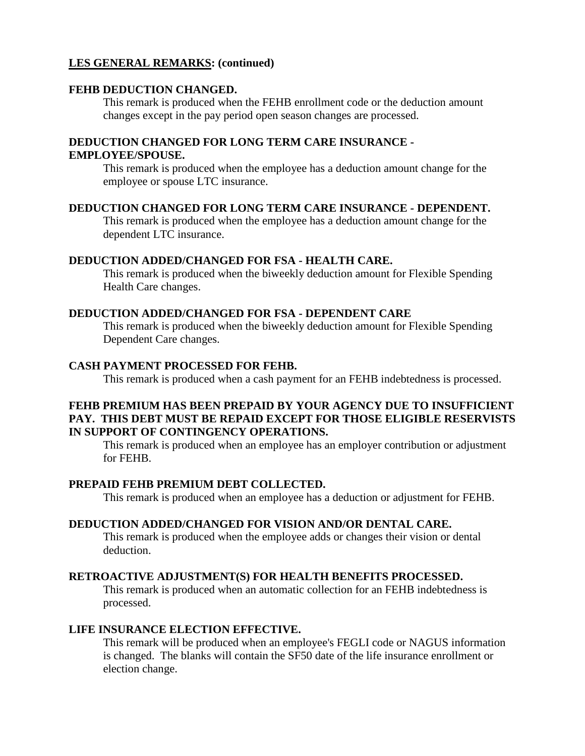**LES GENERAL REMARKS: (continued)**

**FEHB DEDUCTION CHANGED.**

This remark is produced when the FEHB enrollment code or the deduction amount changes except in the pay period open season changes are processed.

**DEDUCTION CHANGED FOR LONG TERM CARE INSURANCE - EMPLOYEE/SPOUSE.**

This remark is produced when the employee has a deduction amount change for the employee or spouse LTC insurance.

**DEDUCTION CHANGED FOR LONG TERM CARE INSURANCE - DEPENDENT.**

This remark is produced when the employee has a deduction amount change for the dependent LTC insurance.

**DEDUCTION ADDED/CHANGED FOR FSA - HEALTH CARE.**

This remark is produced when the biweekly deduction amount for Flexible Spending Health Care changes.

**DEDUCTION ADDED/CHANGED FOR FSA - DEPENDENT CARE**

This remark is produced when the biweekly deduction amount for Flexible Spending Dependent Care changes.

**CASH PAYMENT PROCESSED FOR FEHB.**

This remark is produced when a cash payment for an FEHB indebtedness is processed.

**FEHB PREMIUM HAS BEEN PREPAID BY YOUR AGENCY DUE TO INSUFFICIENT PAY. THIS DEBT MUST BE REPAID EXCEPT FOR THOSE ELIGIBLE RESERVISTS IN SUPPORT OF CONTINGENCY OPERATIONS.**

This remark is produced when an employee has an employer contribution or adjustment for FEHB.

**PREPAID FEHB PREMIUM DEBT COLLECTED.**

This remark is produced when an employee has a deduction or adjustment for FEHB.

**DEDUCTION ADDED/CHANGED FOR VISION AND/OR DENTAL CARE.**

This remark is produced when the employee adds or changes their vision or dental deduction.

**RETROACTIVE ADJUSTMENT(S) FOR HEALTH BENEFITS PROCESSED.**

This remark is produced when an automatic collection for an FEHB indebtedness is processed.

**LIFE INSURANCE ELECTION EFFECTIVE.**

This remark will be produced when an employee's FEGLI code or NAGUS information is changed. The blanks will contain the SF50 date of the life insurance enrollment or election change.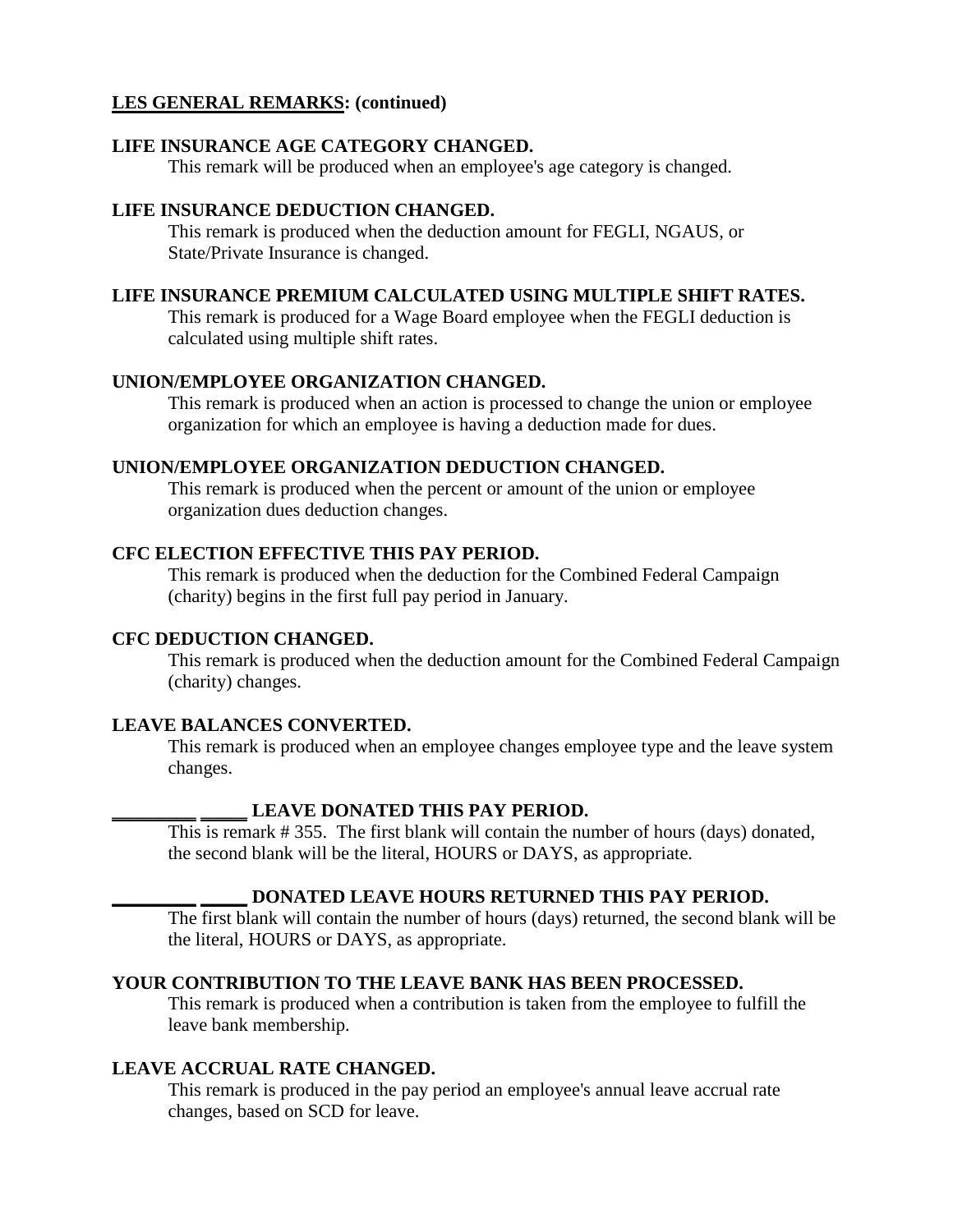**LES GENERAL REMARKS: (continued)**

**LIFE INSURANCE AGE CATEGORY CHANGED.**

This remark will be produced when an employee's age category is changed.

**LIFE INSURANCE DEDUCTION CHANGED.**

This remark is produced when the deduction amount for FEGLI, NGAUS, or State/Private Insurance is changed.

**LIFE INSURANCE PREMIUM CALCULATED USING MULTIPLE SHIFT RATES.**

This remark is produced for a Wage Board employee when the FEGLI deduction is calculated using multiple shift rates.

**UNION/EMPLOYEE ORGANIZATION CHANGED.**

This remark is produced when an action is processed to change the union or employee organization for which an employee is having a deduction made for dues.

**UNION/EMPLOYEE ORGANIZATION DEDUCTION CHANGED.**

This remark is produced when the percent or amount of the union or employee organization dues deduction changes.

**CFC ELECTION EFFECTIVE THIS PAY PERIOD.**

This remark is produced when the deduction for the Combined Federal Campaign (charity) begins in the first full pay period in January.

**CFC DEDUCTION CHANGED.**

This remark is produced when the deduction amount for the Combined Federal Campaign (charity) changes.

**LEAVE BALANCES CONVERTED.**

This remark is produced when an employee changes employee type and the leave system changes.

**_________ _____ LEAVE DONATED THIS PAY PERIOD.**

This is remark # 355. The first blank will contain the number of hours (days) donated, the second blank will be the literal, HOURS or DAYS, as appropriate.

**_________ _____ DONATED LEAVE HOURS RETURNED THIS PAY PERIOD.**

The first blank will contain the number of hours (days) returned, the second blank will be the literal, HOURS or DAYS, as appropriate.

**YOUR CONTRIBUTION TO THE LEAVE BANK HAS BEEN PROCESSED.**

This remark is produced when a contribution is taken from the employee to fulfill the leave bank membership.

**LEAVE ACCRUAL RATE CHANGED.**

This remark is produced in the pay period an employee's annual leave accrual rate changes, based on SCD for leave.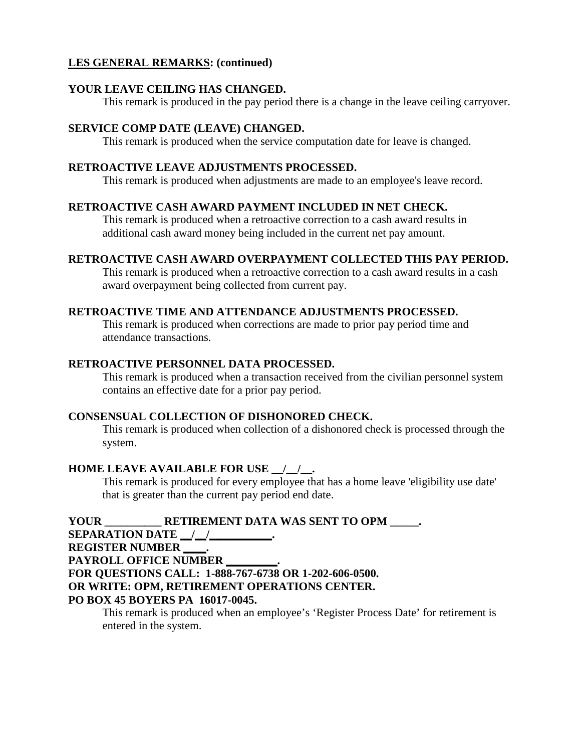**<u>LES GENERAL REMARKS</u>: (continued)**

**YOUR LEAVE CEILING HAS CHANGED.**

This remark is produced in the pay period there is a change in the leave ceiling carryover.

**SERVICE COMP DATE (LEAVE) CHANGED.**

This remark is produced when the service computation date for leave is changed.

**RETROACTIVE LEAVE ADJUSTMENTS PROCESSED.**

This remark is produced when adjustments are made to an employee's leave record.

**RETROACTIVE CASH AWARD PAYMENT INCLUDED IN NET CHECK.**

This remark is produced when a retroactive correction to a cash award results in additional cash award money being included in the current net pay amount.

**RETROACTIVE CASH AWARD OVERPAYMENT COLLECTED THIS PAY PERIOD.**

This remark is produced when a retroactive correction to a cash award results in a cash award overpayment being collected from current pay.

**RETROACTIVE TIME AND ATTENDANCE ADJUSTMENTS PROCESSED.**

This remark is produced when corrections are made to prior pay period time and attendance transactions.

**RETROACTIVE PERSONNEL DATA PROCESSED.**

This remark is produced when a transaction received from the civilian personnel system contains an effective date for a prior pay period.

**CONSENSUAL COLLECTION OF DISHONORED CHECK.**

This remark is produced when collection of a dishonored check is processed through the system.

**HOME LEAVE AVAILABLE FOR USE __/__/__.**

This remark is produced for every employee that has a home leave 'eligibility use date' that is greater than the current pay period end date.

**YOUR __________ RETIREMENT DATA WAS SENT TO OPM _____.**
**SEPARATION DATE __/__/___________.**
**REGISTER NUMBER ____.**
**PAYROLL OFFICE NUMBER _________.**
**FOR QUESTIONS CALL: 1-888-767-6738 OR 1-202-606-0500.**
**OR WRITE: OPM, RETIREMENT OPERATIONS CENTER.**
**PO BOX 45 BOYERS PA 16017-0045.**

This remark is produced when an employee's 'Register Process Date' for retirement is entered in the system.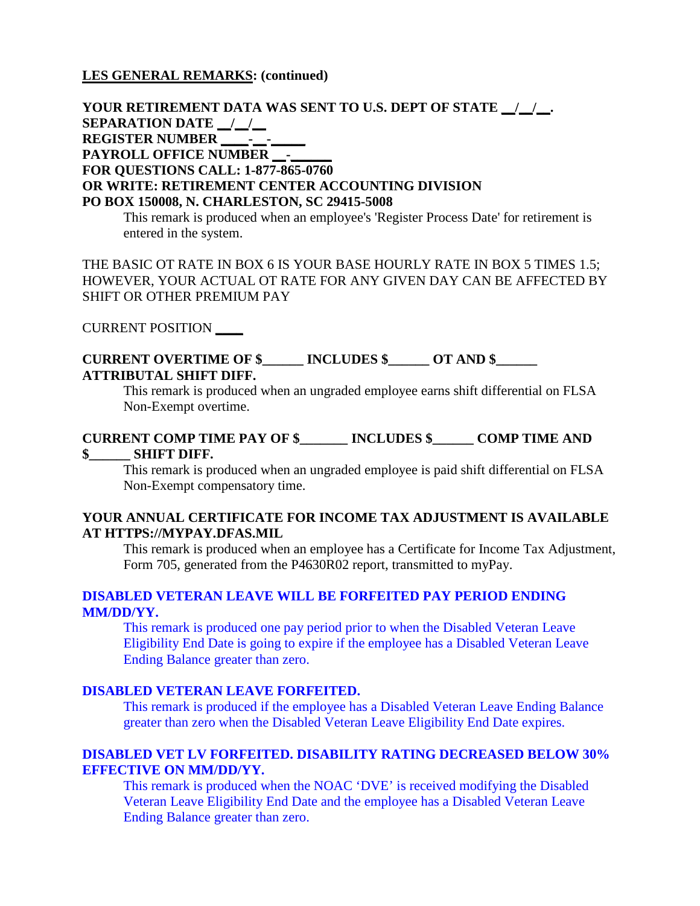**LES GENERAL REMARKS: (continued)**

**YOUR RETIREMENT DATA WAS SENT TO U.S. DEPT OF STATE __/__/__.**
**SEPARATION DATE __/__/__**
**REGISTER NUMBER ____-__-_____**
**PAYROLL OFFICE NUMBER __-______**
**FOR QUESTIONS CALL: 1-877-865-0760**
**OR WRITE: RETIREMENT CENTER ACCOUNTING DIVISION**
**PO BOX 150008, N. CHARLESTON, SC 29415-5008**

This remark is produced when an employee's 'Register Process Date' for retirement is entered in the system.

THE BASIC OT RATE IN BOX 6 IS YOUR BASE HOURLY RATE IN BOX 5 TIMES 1.5; HOWEVER, YOUR ACTUAL OT RATE FOR ANY GIVEN DAY CAN BE AFFECTED BY SHIFT OR OTHER PREMIUM PAY

CURRENT POSITION ____

**CURRENT OVERTIME OF $______ INCLUDES $______ OT AND $______ ATTRIBUTAL SHIFT DIFF.**

This remark is produced when an ungraded employee earns shift differential on FLSA Non-Exempt overtime.

**CURRENT COMP TIME PAY OF $_______ INCLUDES $______ COMP TIME AND $______ SHIFT DIFF.**

This remark is produced when an ungraded employee is paid shift differential on FLSA Non-Exempt compensatory time.

**YOUR ANNUAL CERTIFICATE FOR INCOME TAX ADJUSTMENT IS AVAILABLE AT HTTPS://MYPAY.DFAS.MIL**

This remark is produced when an employee has a Certificate for Income Tax Adjustment, Form 705, generated from the P4630R02 report, transmitted to myPay.

**DISABLED VETERAN LEAVE WILL BE FORFEITED PAY PERIOD ENDING MM/DD/YY.**

This remark is produced one pay period prior to when the Disabled Veteran Leave Eligibility End Date is going to expire if the employee has a Disabled Veteran Leave Ending Balance greater than zero.

**DISABLED VETERAN LEAVE FORFEITED.**

This remark is produced if the employee has a Disabled Veteran Leave Ending Balance greater than zero when the Disabled Veteran Leave Eligibility End Date expires.

**DISABLED VET LV FORFEITED. DISABILITY RATING DECREASED BELOW 30% EFFECTIVE ON MM/DD/YY.**

This remark is produced when the NOAC 'DVE' is received modifying the Disabled Veteran Leave Eligibility End Date and the employee has a Disabled Veteran Leave Ending Balance greater than zero.